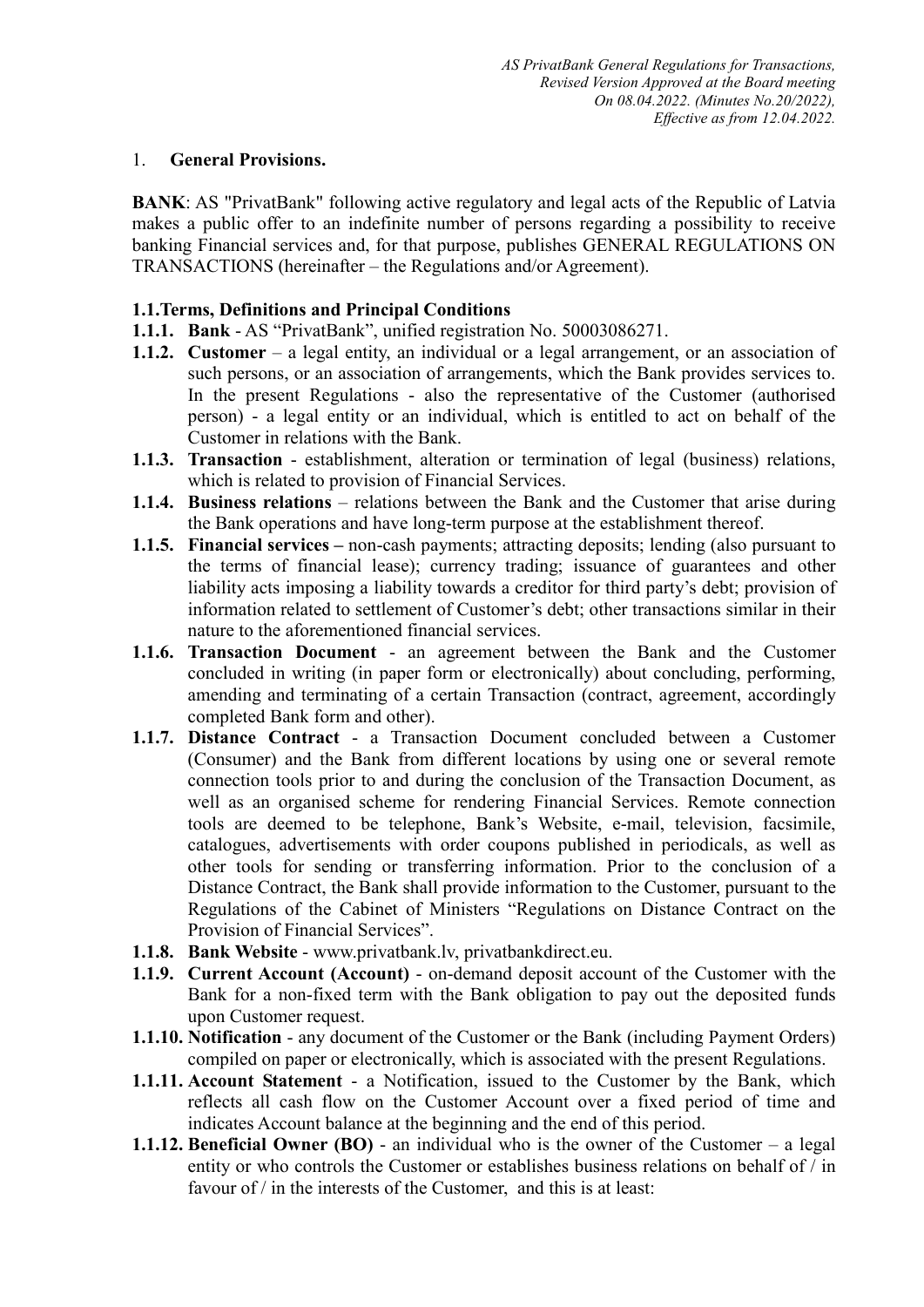*AS PrivatBank General Regulations for Transactions,*
*Revised Version Approved at the Board meeting*
*On 08.04.2022. (Minutes No.20/2022),*
*Effective as from 12.04.2022.*

## 1. **General Provisions.**

**BANK**: AS "PrivatBank" following active regulatory and legal acts of the Republic of Latvia makes a public offer to an indefinite number of persons regarding a possibility to receive banking Financial services and, for that purpose, publishes GENERAL REGULATIONS ON TRANSACTIONS (hereinafter – the Regulations and/or Agreement).

### 1.1. Terms, Definitions and Principal Conditions

**1.1.1. Bank** - AS "PrivatBank", unified registration No. 50003086271.

**1.1.2. Customer** – a legal entity, an individual or a legal arrangement, or an association of such persons, or an association of arrangements, which the Bank provides services to. In the present Regulations - also the representative of the Customer (authorised person) - a legal entity or an individual, which is entitled to act on behalf of the Customer in relations with the Bank.

**1.1.3. Transaction** - establishment, alteration or termination of legal (business) relations, which is related to provision of Financial Services.

**1.1.4. Business relations** – relations between the Bank and the Customer that arise during the Bank operations and have long-term purpose at the establishment thereof.

**1.1.5. Financial services –** non-cash payments; attracting deposits; lending (also pursuant to the terms of financial lease); currency trading; issuance of guarantees and other liability acts imposing a liability towards a creditor for third party's debt; provision of information related to settlement of Customer's debt; other transactions similar in their nature to the aforementioned financial services.

**1.1.6. Transaction Document** - an agreement between the Bank and the Customer concluded in writing (in paper form or electronically) about concluding, performing, amending and terminating of a certain Transaction (contract, agreement, accordingly completed Bank form and other).

**1.1.7. Distance Contract** - a Transaction Document concluded between a Customer (Consumer) and the Bank from different locations by using one or several remote connection tools prior to and during the conclusion of the Transaction Document, as well as an organised scheme for rendering Financial Services. Remote connection tools are deemed to be telephone, Bank's Website, e-mail, television, facsimile, catalogues, advertisements with order coupons published in periodicals, as well as other tools for sending or transferring information. Prior to the conclusion of a Distance Contract, the Bank shall provide information to the Customer, pursuant to the Regulations of the Cabinet of Ministers "Regulations on Distance Contract on the Provision of Financial Services".

**1.1.8. Bank Website** - www.privatbank.lv, privatbankdirect.eu.

**1.1.9. Current Account (Account)** - on-demand deposit account of the Customer with the Bank for a non-fixed term with the Bank obligation to pay out the deposited funds upon Customer request.

**1.1.10. Notification** - any document of the Customer or the Bank (including Payment Orders) compiled on paper or electronically, which is associated with the present Regulations.

**1.1.11. Account Statement** - a Notification, issued to the Customer by the Bank, which reflects all cash flow on the Customer Account over a fixed period of time and indicates Account balance at the beginning and the end of this period.

**1.1.12. Beneficial Owner (BO)** - an individual who is the owner of the Customer – a legal entity or who controls the Customer or establishes business relations on behalf of / in favour of / in the interests of the Customer, and this is at least: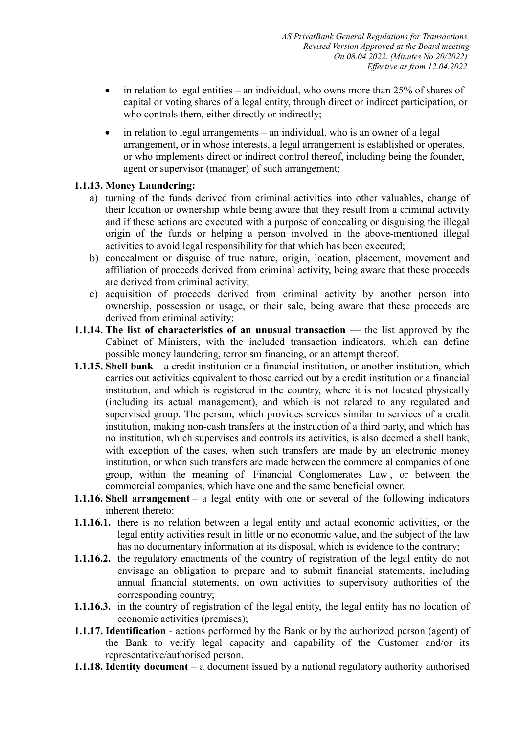- in relation to legal entities – an individual, who owns more than 25% of shares of capital or voting shares of a legal entity, through direct or indirect participation, or who controls them, either directly or indirectly;
- in relation to legal arrangements – an individual, who is an owner of a legal arrangement, or in whose interests, a legal arrangement is established or operates, or who implements direct or indirect control thereof, including being the founder, agent or supervisor (manager) of such arrangement;

**1.1.13. Money Laundering:**

a) turning of the funds derived from criminal activities into other valuables, change of their location or ownership while being aware that they result from a criminal activity and if these actions are executed with a purpose of concealing or disguising the illegal origin of the funds or helping a person involved in the above-mentioned illegal activities to avoid legal responsibility for that which has been executed;

b) concealment or disguise of true nature, origin, location, placement, movement and affiliation of proceeds derived from criminal activity, being aware that these proceeds are derived from criminal activity;

c) acquisition of proceeds derived from criminal activity by another person into ownership, possession or usage, or their sale, being aware that these proceeds are derived from criminal activity;

**1.1.14. The list of characteristics of an unusual transaction** — the list approved by the Cabinet of Ministers, with the included transaction indicators, which can define possible money laundering, terrorism financing, or an attempt thereof.

**1.1.15. Shell bank** – a credit institution or a financial institution, or another institution, which carries out activities equivalent to those carried out by a credit institution or a financial institution, and which is registered in the country, where it is not located physically (including its actual management), and which is not related to any regulated and supervised group. The person, which provides services similar to services of a credit institution, making non-cash transfers at the instruction of a third party, and which has no institution, which supervises and controls its activities, is also deemed a shell bank, with exception of the cases, when such transfers are made by an electronic money institution, or when such transfers are made between the commercial companies of one group, within the meaning of Financial Conglomerates Law , or between the commercial companies, which have one and the same beneficial owner.

**1.1.16. Shell arrangement** – a legal entity with one or several of the following indicators inherent thereto:

**1.1.16.1.** there is no relation between a legal entity and actual economic activities, or the legal entity activities result in little or no economic value, and the subject of the law has no documentary information at its disposal, which is evidence to the contrary;

**1.1.16.2.** the regulatory enactments of the country of registration of the legal entity do not envisage an obligation to prepare and to submit financial statements, including annual financial statements, on own activities to supervisory authorities of the corresponding country;

**1.1.16.3.** in the country of registration of the legal entity, the legal entity has no location of economic activities (premises);

**1.1.17. Identification** - actions performed by the Bank or by the authorized person (agent) of the Bank to verify legal capacity and capability of the Customer and/or its representative/authorised person.

**1.1.18. Identity document** – a document issued by a national regulatory authority authorised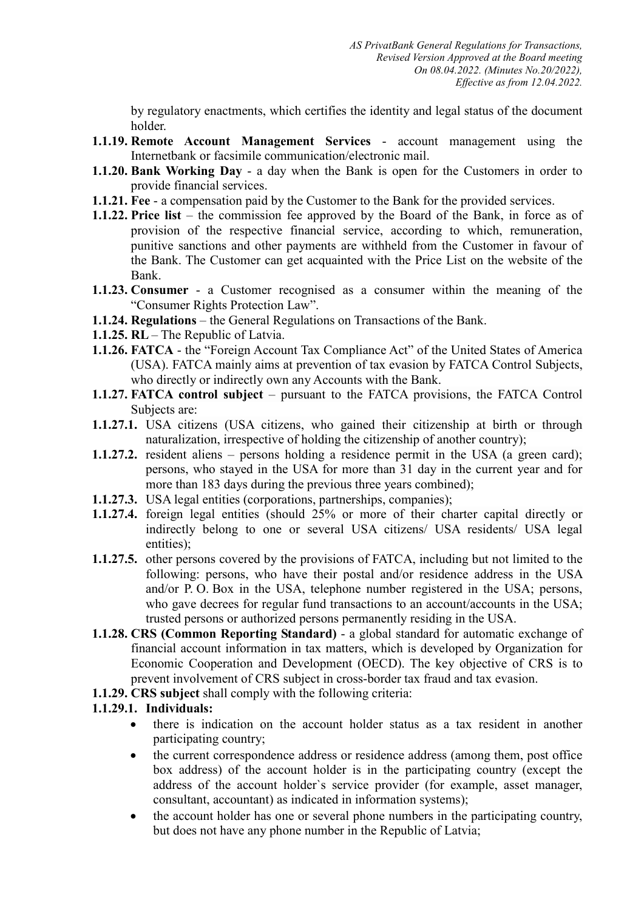by regulatory enactments, which certifies the identity and legal status of the document holder.

**1.1.19. Remote Account Management Services** - account management using the Internetbank or facsimile communication/electronic mail.

**1.1.20. Bank Working Day** - a day when the Bank is open for the Customers in order to provide financial services.

**1.1.21. Fee** - a compensation paid by the Customer to the Bank for the provided services.

**1.1.22. Price list** – the commission fee approved by the Board of the Bank, in force as of provision of the respective financial service, according to which, remuneration, punitive sanctions and other payments are withheld from the Customer in favour of the Bank. The Customer can get acquainted with the Price List on the website of the Bank.

**1.1.23. Consumer** - a Customer recognised as a consumer within the meaning of the "Consumer Rights Protection Law".

**1.1.24. Regulations** – the General Regulations on Transactions of the Bank.

**1.1.25. RL** – The Republic of Latvia.

**1.1.26. FATCA** - the "Foreign Account Tax Compliance Act" of the United States of America (USA). FATCA mainly aims at prevention of tax evasion by FATCA Control Subjects, who directly or indirectly own any Accounts with the Bank.

**1.1.27. FATCA control subject** – pursuant to the FATCA provisions, the FATCA Control Subjects are:

**1.1.27.1.** USA citizens (USA citizens, who gained their citizenship at birth or through naturalization, irrespective of holding the citizenship of another country);

**1.1.27.2.** resident aliens – persons holding a residence permit in the USA (a green card); persons, who stayed in the USA for more than 31 day in the current year and for more than 183 days during the previous three years combined);

**1.1.27.3.** USA legal entities (corporations, partnerships, companies);

**1.1.27.4.** foreign legal entities (should 25% or more of their charter capital directly or indirectly belong to one or several USA citizens/ USA residents/ USA legal entities);

**1.1.27.5.** other persons covered by the provisions of FATCA, including but not limited to the following: persons, who have their postal and/or residence address in the USA and/or P. O. Box in the USA, telephone number registered in the USA; persons, who gave decrees for regular fund transactions to an account/accounts in the USA; trusted persons or authorized persons permanently residing in the USA.

**1.1.28. CRS (Common Reporting Standard)** - a global standard for automatic exchange of financial account information in tax matters, which is developed by Organization for Economic Cooperation and Development (OECD). The key objective of CRS is to prevent involvement of CRS subject in cross-border tax fraud and tax evasion.

**1.1.29. CRS subject** shall comply with the following criteria:

**1.1.29.1. Individuals:**

- there is indication on the account holder status as a tax resident in another participating country;
- the current correspondence address or residence address (among them, post office box address) of the account holder is in the participating country (except the address of the account holder`s service provider (for example, asset manager, consultant, accountant) as indicated in information systems);
- the account holder has one or several phone numbers in the participating country, but does not have any phone number in the Republic of Latvia;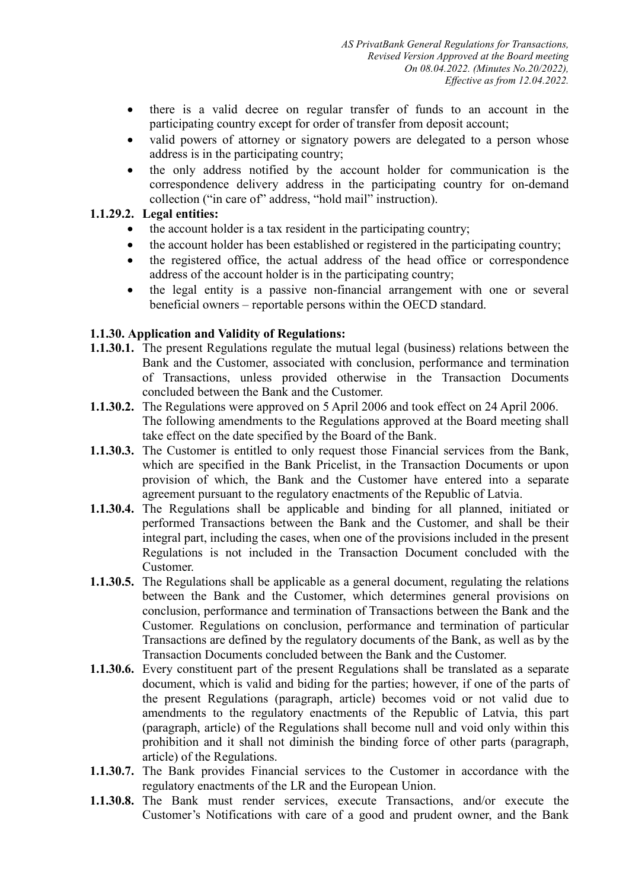- there is a valid decree on regular transfer of funds to an account in the participating country except for order of transfer from deposit account;
- valid powers of attorney or signatory powers are delegated to a person whose address is in the participating country;
- the only address notified by the account holder for communication is the correspondence delivery address in the participating country for on-demand collection ("in care of" address, "hold mail" instruction).

**1.1.29.2. Legal entities:**

- the account holder is a tax resident in the participating country;
- the account holder has been established or registered in the participating country;
- the registered office, the actual address of the head office or correspondence address of the account holder is in the participating country;
- the legal entity is a passive non-financial arrangement with one or several beneficial owners – reportable persons within the OECD standard.

**1.1.30. Application and Validity of Regulations:**

**1.1.30.1.** The present Regulations regulate the mutual legal (business) relations between the Bank and the Customer, associated with conclusion, performance and termination of Transactions, unless provided otherwise in the Transaction Documents concluded between the Bank and the Customer.

**1.1.30.2.** The Regulations were approved on 5 April 2006 and took effect on 24 April 2006. The following amendments to the Regulations approved at the Board meeting shall take effect on the date specified by the Board of the Bank.

**1.1.30.3.** The Customer is entitled to only request those Financial services from the Bank, which are specified in the Bank Pricelist, in the Transaction Documents or upon provision of which, the Bank and the Customer have entered into a separate agreement pursuant to the regulatory enactments of the Republic of Latvia.

**1.1.30.4.** The Regulations shall be applicable and binding for all planned, initiated or performed Transactions between the Bank and the Customer, and shall be their integral part, including the cases, when one of the provisions included in the present Regulations is not included in the Transaction Document concluded with the Customer.

**1.1.30.5.** The Regulations shall be applicable as a general document, regulating the relations between the Bank and the Customer, which determines general provisions on conclusion, performance and termination of Transactions between the Bank and the Customer. Regulations on conclusion, performance and termination of particular Transactions are defined by the regulatory documents of the Bank, as well as by the Transaction Documents concluded between the Bank and the Customer.

**1.1.30.6.** Every constituent part of the present Regulations shall be translated as a separate document, which is valid and biding for the parties; however, if one of the parts of the present Regulations (paragraph, article) becomes void or not valid due to amendments to the regulatory enactments of the Republic of Latvia, this part (paragraph, article) of the Regulations shall become null and void only within this prohibition and it shall not diminish the binding force of other parts (paragraph, article) of the Regulations.

**1.1.30.7.** The Bank provides Financial services to the Customer in accordance with the regulatory enactments of the LR and the European Union.

**1.1.30.8.** The Bank must render services, execute Transactions, and/or execute the Customer's Notifications with care of a good and prudent owner, and the Bank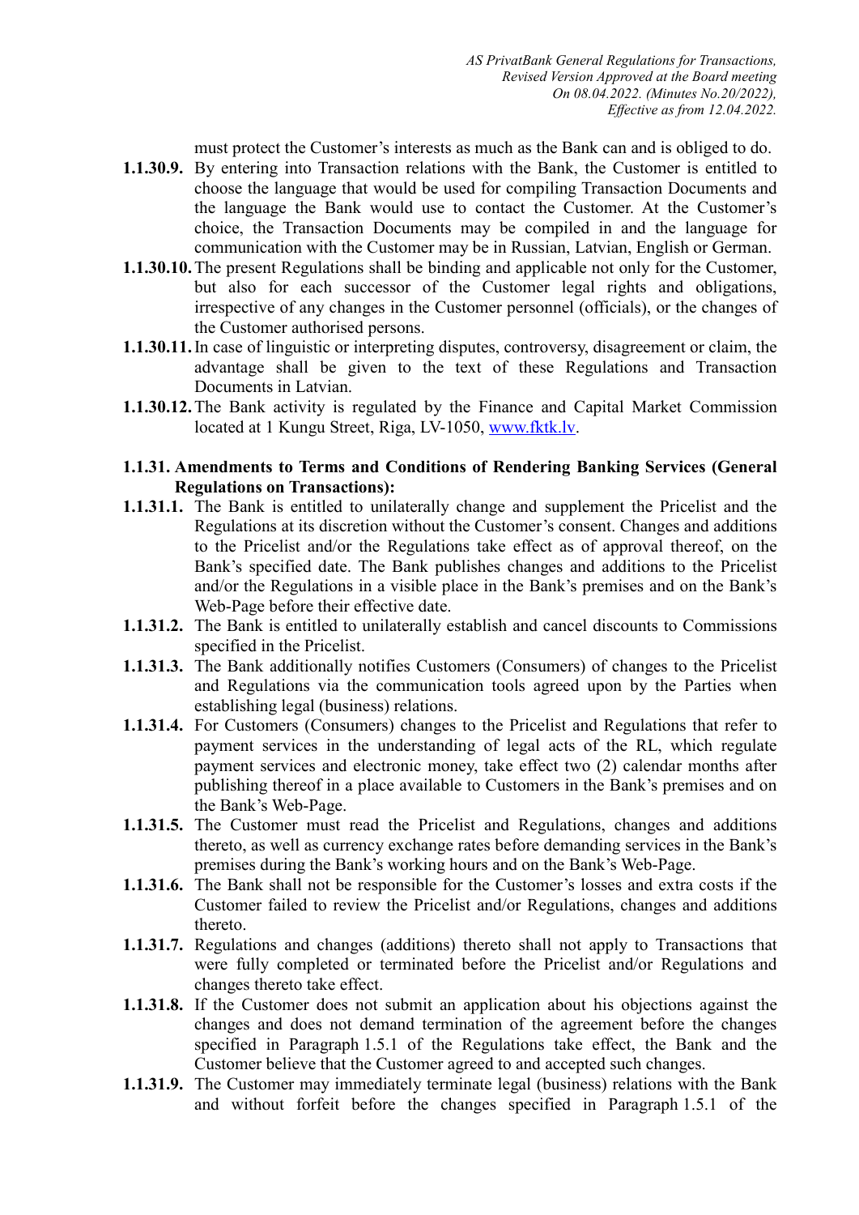must protect the Customer's interests as much as the Bank can and is obliged to do.

**1.1.30.9.** By entering into Transaction relations with the Bank, the Customer is entitled to choose the language that would be used for compiling Transaction Documents and the language the Bank would use to contact the Customer. At the Customer's choice, the Transaction Documents may be compiled in and the language for communication with the Customer may be in Russian, Latvian, English or German.

**1.1.30.10.** The present Regulations shall be binding and applicable not only for the Customer, but also for each successor of the Customer legal rights and obligations, irrespective of any changes in the Customer personnel (officials), or the changes of the Customer authorised persons.

**1.1.30.11.** In case of linguistic or interpreting disputes, controversy, disagreement or claim, the advantage shall be given to the text of these Regulations and Transaction Documents in Latvian.

**1.1.30.12.** The Bank activity is regulated by the Finance and Capital Market Commission located at 1 Kungu Street, Riga, LV-1050, www.fktk.lv.

**1.1.31. Amendments to Terms and Conditions of Rendering Banking Services (General Regulations on Transactions):**

**1.1.31.1.** The Bank is entitled to unilaterally change and supplement the Pricelist and the Regulations at its discretion without the Customer's consent. Changes and additions to the Pricelist and/or the Regulations take effect as of approval thereof, on the Bank's specified date. The Bank publishes changes and additions to the Pricelist and/or the Regulations in a visible place in the Bank's premises and on the Bank's Web-Page before their effective date.

**1.1.31.2.** The Bank is entitled to unilaterally establish and cancel discounts to Commissions specified in the Pricelist.

**1.1.31.3.** The Bank additionally notifies Customers (Consumers) of changes to the Pricelist and Regulations via the communication tools agreed upon by the Parties when establishing legal (business) relations.

**1.1.31.4.** For Customers (Consumers) changes to the Pricelist and Regulations that refer to payment services in the understanding of legal acts of the RL, which regulate payment services and electronic money, take effect two (2) calendar months after publishing thereof in a place available to Customers in the Bank's premises and on the Bank's Web-Page.

**1.1.31.5.** The Customer must read the Pricelist and Regulations, changes and additions thereto, as well as currency exchange rates before demanding services in the Bank's premises during the Bank's working hours and on the Bank's Web-Page.

**1.1.31.6.** The Bank shall not be responsible for the Customer's losses and extra costs if the Customer failed to review the Pricelist and/or Regulations, changes and additions thereto.

**1.1.31.7.** Regulations and changes (additions) thereto shall not apply to Transactions that were fully completed or terminated before the Pricelist and/or Regulations and changes thereto take effect.

**1.1.31.8.** If the Customer does not submit an application about his objections against the changes and does not demand termination of the agreement before the changes specified in Paragraph 1.5.1 of the Regulations take effect, the Bank and the Customer believe that the Customer agreed to and accepted such changes.

**1.1.31.9.** The Customer may immediately terminate legal (business) relations with the Bank and without forfeit before the changes specified in Paragraph 1.5.1 of the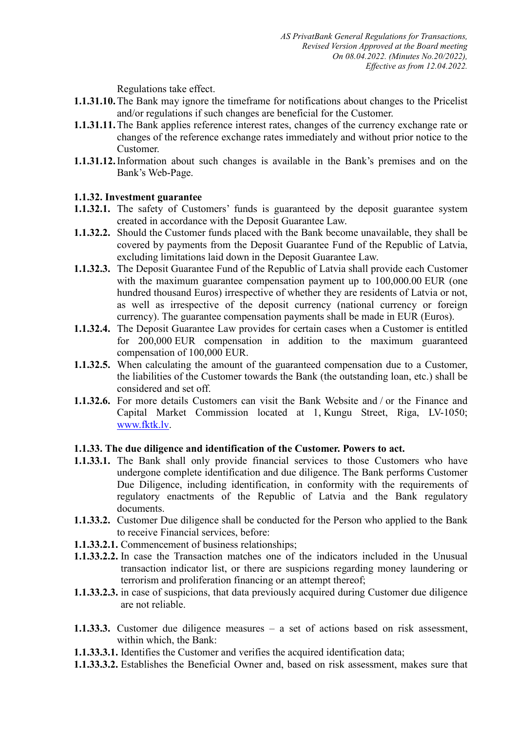Regulations take effect.

**1.1.31.10.** The Bank may ignore the timeframe for notifications about changes to the Pricelist and/or regulations if such changes are beneficial for the Customer.

**1.1.31.11.** The Bank applies reference interest rates, changes of the currency exchange rate or changes of the reference exchange rates immediately and without prior notice to the Customer.

**1.1.31.12.** Information about such changes is available in the Bank's premises and on the Bank's Web-Page.

**1.1.32. Investment guarantee**

**1.1.32.1.** The safety of Customers' funds is guaranteed by the deposit guarantee system created in accordance with the Deposit Guarantee Law.

**1.1.32.2.** Should the Customer funds placed with the Bank become unavailable, they shall be covered by payments from the Deposit Guarantee Fund of the Republic of Latvia, excluding limitations laid down in the Deposit Guarantee Law.

**1.1.32.3.** The Deposit Guarantee Fund of the Republic of Latvia shall provide each Customer with the maximum guarantee compensation payment up to 100,000.00 EUR (one hundred thousand Euros) irrespective of whether they are residents of Latvia or not, as well as irrespective of the deposit currency (national currency or foreign currency). The guarantee compensation payments shall be made in EUR (Euros).

**1.1.32.4.** The Deposit Guarantee Law provides for certain cases when a Customer is entitled for 200,000 EUR compensation in addition to the maximum guaranteed compensation of 100,000 EUR.

**1.1.32.5.** When calculating the amount of the guaranteed compensation due to a Customer, the liabilities of the Customer towards the Bank (the outstanding loan, etc.) shall be considered and set off.

**1.1.32.6.** For more details Customers can visit the Bank Website and / or the Finance and Capital Market Commission located at 1, Kungu Street, Riga, LV-1050; www.fktk.lv.

**1.1.33. The due diligence and identification of the Customer. Powers to act.**

**1.1.33.1.** The Bank shall only provide financial services to those Customers who have undergone complete identification and due diligence. The Bank performs Customer Due Diligence, including identification, in conformity with the requirements of regulatory enactments of the Republic of Latvia and the Bank regulatory documents.

**1.1.33.2.** Customer Due diligence shall be conducted for the Person who applied to the Bank to receive Financial services, before:

**1.1.33.2.1.** Commencement of business relationships;

**1.1.33.2.2.** In case the Transaction matches one of the indicators included in the Unusual transaction indicator list, or there are suspicions regarding money laundering or terrorism and proliferation financing or an attempt thereof;

**1.1.33.2.3.** in case of suspicions, that data previously acquired during Customer due diligence are not reliable.

**1.1.33.3.** Customer due diligence measures – a set of actions based on risk assessment, within which, the Bank:

**1.1.33.3.1.** Identifies the Customer and verifies the acquired identification data;

**1.1.33.3.2.** Establishes the Beneficial Owner and, based on risk assessment, makes sure that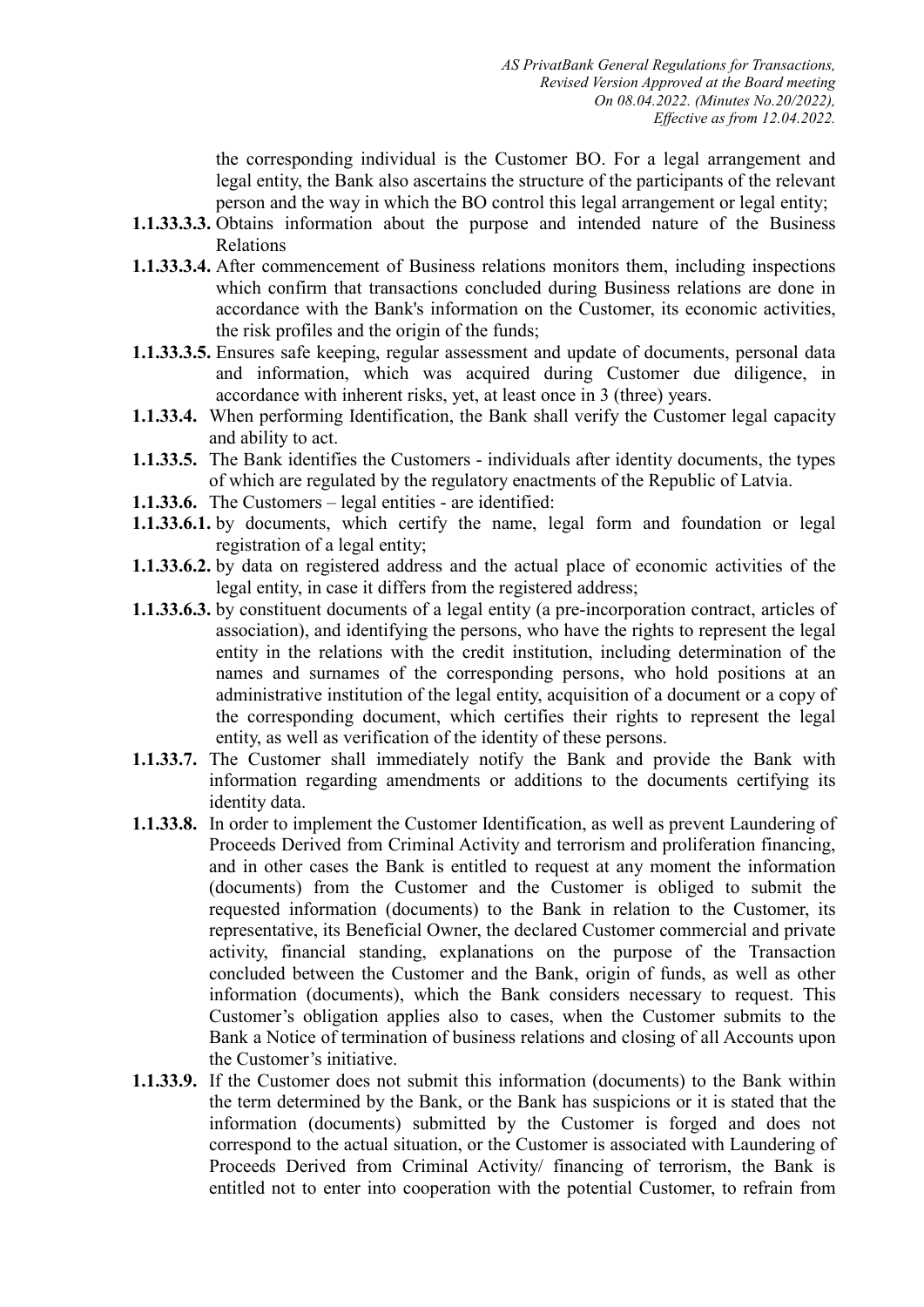the corresponding individual is the Customer BO. For a legal arrangement and legal entity, the Bank also ascertains the structure of the participants of the relevant person and the way in which the BO control this legal arrangement or legal entity;

**1.1.33.3.3.** Obtains information about the purpose and intended nature of the Business Relations

**1.1.33.3.4.** After commencement of Business relations monitors them, including inspections which confirm that transactions concluded during Business relations are done in accordance with the Bank's information on the Customer, its economic activities, the risk profiles and the origin of the funds;

**1.1.33.3.5.** Ensures safe keeping, regular assessment and update of documents, personal data and information, which was acquired during Customer due diligence, in accordance with inherent risks, yet, at least once in 3 (three) years.

**1.1.33.4.** When performing Identification, the Bank shall verify the Customer legal capacity and ability to act.

**1.1.33.5.** The Bank identifies the Customers - individuals after identity documents, the types of which are regulated by the regulatory enactments of the Republic of Latvia.

**1.1.33.6.** The Customers – legal entities - are identified:

**1.1.33.6.1.** by documents, which certify the name, legal form and foundation or legal registration of a legal entity;

**1.1.33.6.2.** by data on registered address and the actual place of economic activities of the legal entity, in case it differs from the registered address;

**1.1.33.6.3.** by constituent documents of a legal entity (a pre-incorporation contract, articles of association), and identifying the persons, who have the rights to represent the legal entity in the relations with the credit institution, including determination of the names and surnames of the corresponding persons, who hold positions at an administrative institution of the legal entity, acquisition of a document or a copy of the corresponding document, which certifies their rights to represent the legal entity, as well as verification of the identity of these persons.

**1.1.33.7.** The Customer shall immediately notify the Bank and provide the Bank with information regarding amendments or additions to the documents certifying its identity data.

**1.1.33.8.** In order to implement the Customer Identification, as well as prevent Laundering of Proceeds Derived from Criminal Activity and terrorism and proliferation financing, and in other cases the Bank is entitled to request at any moment the information (documents) from the Customer and the Customer is obliged to submit the requested information (documents) to the Bank in relation to the Customer, its representative, its Beneficial Owner, the declared Customer commercial and private activity, financial standing, explanations on the purpose of the Transaction concluded between the Customer and the Bank, origin of funds, as well as other information (documents), which the Bank considers necessary to request. This Customer's obligation applies also to cases, when the Customer submits to the Bank a Notice of termination of business relations and closing of all Accounts upon the Customer's initiative.

**1.1.33.9.** If the Customer does not submit this information (documents) to the Bank within the term determined by the Bank, or the Bank has suspicions or it is stated that the information (documents) submitted by the Customer is forged and does not correspond to the actual situation, or the Customer is associated with Laundering of Proceeds Derived from Criminal Activity/ financing of terrorism, the Bank is entitled not to enter into cooperation with the potential Customer, to refrain from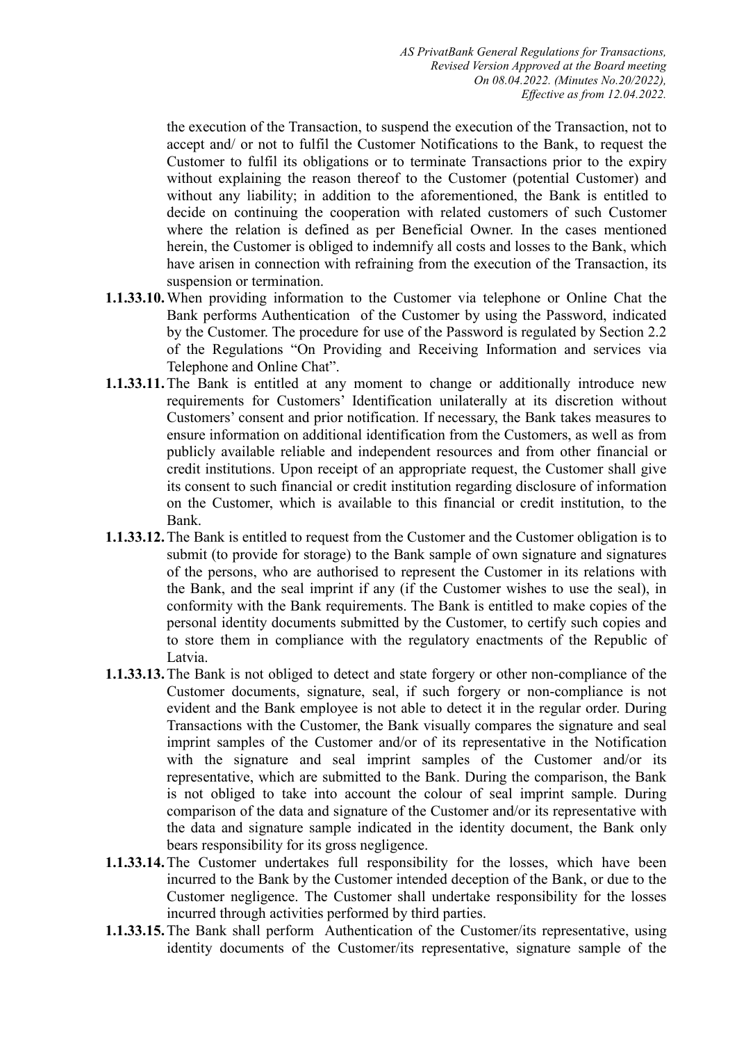the execution of the Transaction, to suspend the execution of the Transaction, not to accept and/ or not to fulfil the Customer Notifications to the Bank, to request the Customer to fulfil its obligations or to terminate Transactions prior to the expiry without explaining the reason thereof to the Customer (potential Customer) and without any liability; in addition to the aforementioned, the Bank is entitled to decide on continuing the cooperation with related customers of such Customer where the relation is defined as per Beneficial Owner. In the cases mentioned herein, the Customer is obliged to indemnify all costs and losses to the Bank, which have arisen in connection with refraining from the execution of the Transaction, its suspension or termination.

**1.1.33.10.** When providing information to the Customer via telephone or Online Chat the Bank performs Authentication of the Customer by using the Password, indicated by the Customer. The procedure for use of the Password is regulated by Section 2.2 of the Regulations "On Providing and Receiving Information and services via Telephone and Online Chat".

**1.1.33.11.** The Bank is entitled at any moment to change or additionally introduce new requirements for Customers' Identification unilaterally at its discretion without Customers' consent and prior notification. If necessary, the Bank takes measures to ensure information on additional identification from the Customers, as well as from publicly available reliable and independent resources and from other financial or credit institutions. Upon receipt of an appropriate request, the Customer shall give its consent to such financial or credit institution regarding disclosure of information on the Customer, which is available to this financial or credit institution, to the Bank.

**1.1.33.12.** The Bank is entitled to request from the Customer and the Customer obligation is to submit (to provide for storage) to the Bank sample of own signature and signatures of the persons, who are authorised to represent the Customer in its relations with the Bank, and the seal imprint if any (if the Customer wishes to use the seal), in conformity with the Bank requirements. The Bank is entitled to make copies of the personal identity documents submitted by the Customer, to certify such copies and to store them in compliance with the regulatory enactments of the Republic of Latvia.

**1.1.33.13.** The Bank is not obliged to detect and state forgery or other non-compliance of the Customer documents, signature, seal, if such forgery or non-compliance is not evident and the Bank employee is not able to detect it in the regular order. During Transactions with the Customer, the Bank visually compares the signature and seal imprint samples of the Customer and/or of its representative in the Notification with the signature and seal imprint samples of the Customer and/or its representative, which are submitted to the Bank. During the comparison, the Bank is not obliged to take into account the colour of seal imprint sample. During comparison of the data and signature of the Customer and/or its representative with the data and signature sample indicated in the identity document, the Bank only bears responsibility for its gross negligence.

**1.1.33.14.** The Customer undertakes full responsibility for the losses, which have been incurred to the Bank by the Customer intended deception of the Bank, or due to the Customer negligence. The Customer shall undertake responsibility for the losses incurred through activities performed by third parties.

**1.1.33.15.** The Bank shall perform Authentication of the Customer/its representative, using identity documents of the Customer/its representative, signature sample of the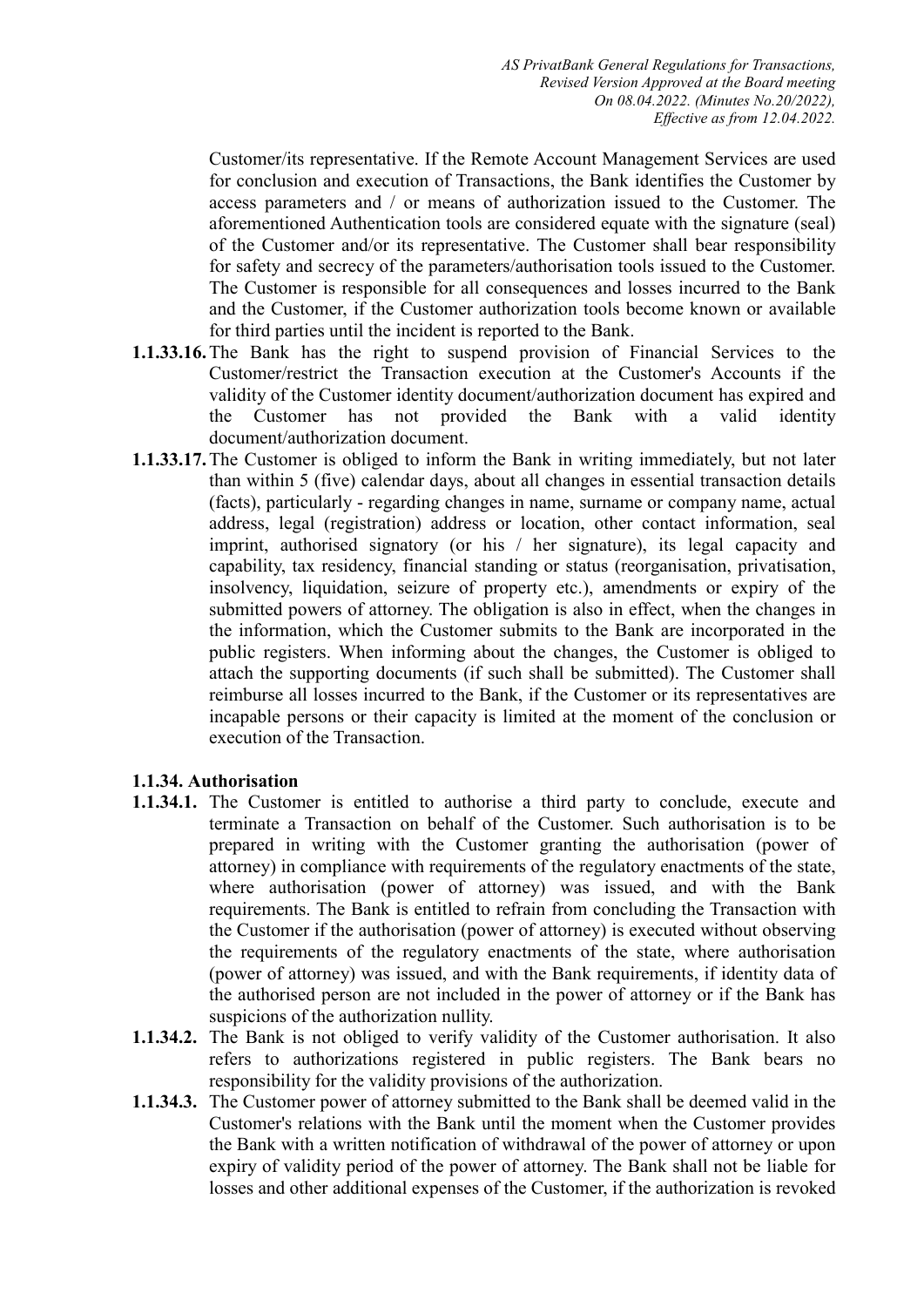Customer/its representative. If the Remote Account Management Services are used for conclusion and execution of Transactions, the Bank identifies the Customer by access parameters and / or means of authorization issued to the Customer. The aforementioned Authentication tools are considered equate with the signature (seal) of the Customer and/or its representative. The Customer shall bear responsibility for safety and secrecy of the parameters/authorisation tools issued to the Customer. The Customer is responsible for all consequences and losses incurred to the Bank and the Customer, if the Customer authorization tools become known or available for third parties until the incident is reported to the Bank.

**1.1.33.16.** The Bank has the right to suspend provision of Financial Services to the Customer/restrict the Transaction execution at the Customer's Accounts if the validity of the Customer identity document/authorization document has expired and the Customer has not provided the Bank with a valid identity document/authorization document.

**1.1.33.17.** The Customer is obliged to inform the Bank in writing immediately, but not later than within 5 (five) calendar days, about all changes in essential transaction details (facts), particularly - regarding changes in name, surname or company name, actual address, legal (registration) address or location, other contact information, seal imprint, authorised signatory (or his / her signature), its legal capacity and capability, tax residency, financial standing or status (reorganisation, privatisation, insolvency, liquidation, seizure of property etc.), amendments or expiry of the submitted powers of attorney. The obligation is also in effect, when the changes in the information, which the Customer submits to the Bank are incorporated in the public registers. When informing about the changes, the Customer is obliged to attach the supporting documents (if such shall be submitted). The Customer shall reimburse all losses incurred to the Bank, if the Customer or its representatives are incapable persons or their capacity is limited at the moment of the conclusion or execution of the Transaction.

**1.1.34. Authorisation**

**1.1.34.1.** The Customer is entitled to authorise a third party to conclude, execute and terminate a Transaction on behalf of the Customer. Such authorisation is to be prepared in writing with the Customer granting the authorisation (power of attorney) in compliance with requirements of the regulatory enactments of the state, where authorisation (power of attorney) was issued, and with the Bank requirements. The Bank is entitled to refrain from concluding the Transaction with the Customer if the authorisation (power of attorney) is executed without observing the requirements of the regulatory enactments of the state, where authorisation (power of attorney) was issued, and with the Bank requirements, if identity data of the authorised person are not included in the power of attorney or if the Bank has suspicions of the authorization nullity.

**1.1.34.2.** The Bank is not obliged to verify validity of the Customer authorisation. It also refers to authorizations registered in public registers. The Bank bears no responsibility for the validity provisions of the authorization.

**1.1.34.3.** The Customer power of attorney submitted to the Bank shall be deemed valid in the Customer's relations with the Bank until the moment when the Customer provides the Bank with a written notification of withdrawal of the power of attorney or upon expiry of validity period of the power of attorney. The Bank shall not be liable for losses and other additional expenses of the Customer, if the authorization is revoked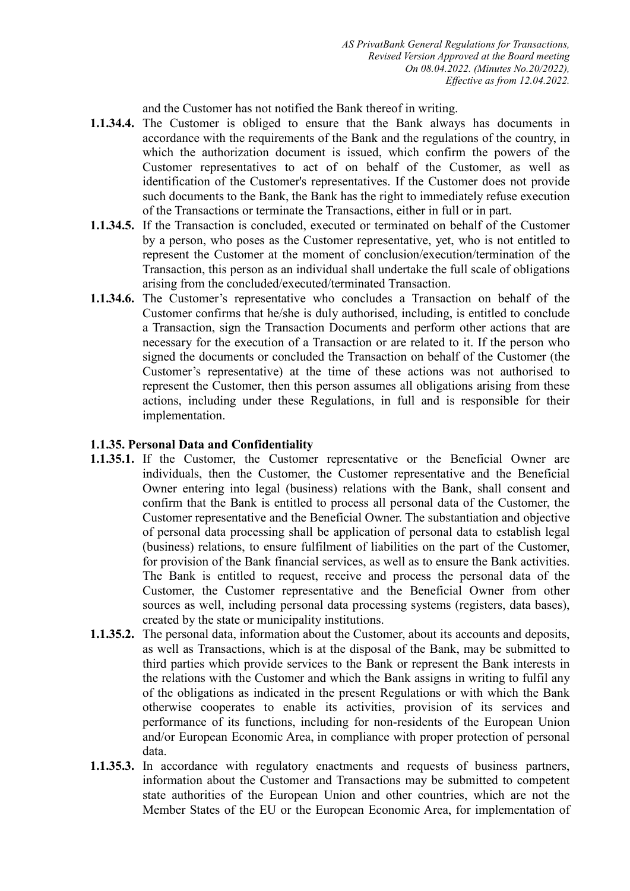and the Customer has not notified the Bank thereof in writing.

**1.1.34.4.** The Customer is obliged to ensure that the Bank always has documents in accordance with the requirements of the Bank and the regulations of the country, in which the authorization document is issued, which confirm the powers of the Customer representatives to act of on behalf of the Customer, as well as identification of the Customer's representatives. If the Customer does not provide such documents to the Bank, the Bank has the right to immediately refuse execution of the Transactions or terminate the Transactions, either in full or in part.

**1.1.34.5.** If the Transaction is concluded, executed or terminated on behalf of the Customer by a person, who poses as the Customer representative, yet, who is not entitled to represent the Customer at the moment of conclusion/execution/termination of the Transaction, this person as an individual shall undertake the full scale of obligations arising from the concluded/executed/terminated Transaction.

**1.1.34.6.** The Customer's representative who concludes a Transaction on behalf of the Customer confirms that he/she is duly authorised, including, is entitled to conclude a Transaction, sign the Transaction Documents and perform other actions that are necessary for the execution of a Transaction or are related to it. If the person who signed the documents or concluded the Transaction on behalf of the Customer (the Customer's representative) at the time of these actions was not authorised to represent the Customer, then this person assumes all obligations arising from these actions, including under these Regulations, in full and is responsible for their implementation.

**1.1.35. Personal Data and Confidentiality**

**1.1.35.1.** If the Customer, the Customer representative or the Beneficial Owner are individuals, then the Customer, the Customer representative and the Beneficial Owner entering into legal (business) relations with the Bank, shall consent and confirm that the Bank is entitled to process all personal data of the Customer, the Customer representative and the Beneficial Owner. The substantiation and objective of personal data processing shall be application of personal data to establish legal (business) relations, to ensure fulfilment of liabilities on the part of the Customer, for provision of the Bank financial services, as well as to ensure the Bank activities. The Bank is entitled to request, receive and process the personal data of the Customer, the Customer representative and the Beneficial Owner from other sources as well, including personal data processing systems (registers, data bases), created by the state or municipality institutions.

**1.1.35.2.** The personal data, information about the Customer, about its accounts and deposits, as well as Transactions, which is at the disposal of the Bank, may be submitted to third parties which provide services to the Bank or represent the Bank interests in the relations with the Customer and which the Bank assigns in writing to fulfil any of the obligations as indicated in the present Regulations or with which the Bank otherwise cooperates to enable its activities, provision of its services and performance of its functions, including for non-residents of the European Union and/or European Economic Area, in compliance with proper protection of personal data.

**1.1.35.3.** In accordance with regulatory enactments and requests of business partners, information about the Customer and Transactions may be submitted to competent state authorities of the European Union and other countries, which are not the Member States of the EU or the European Economic Area, for implementation of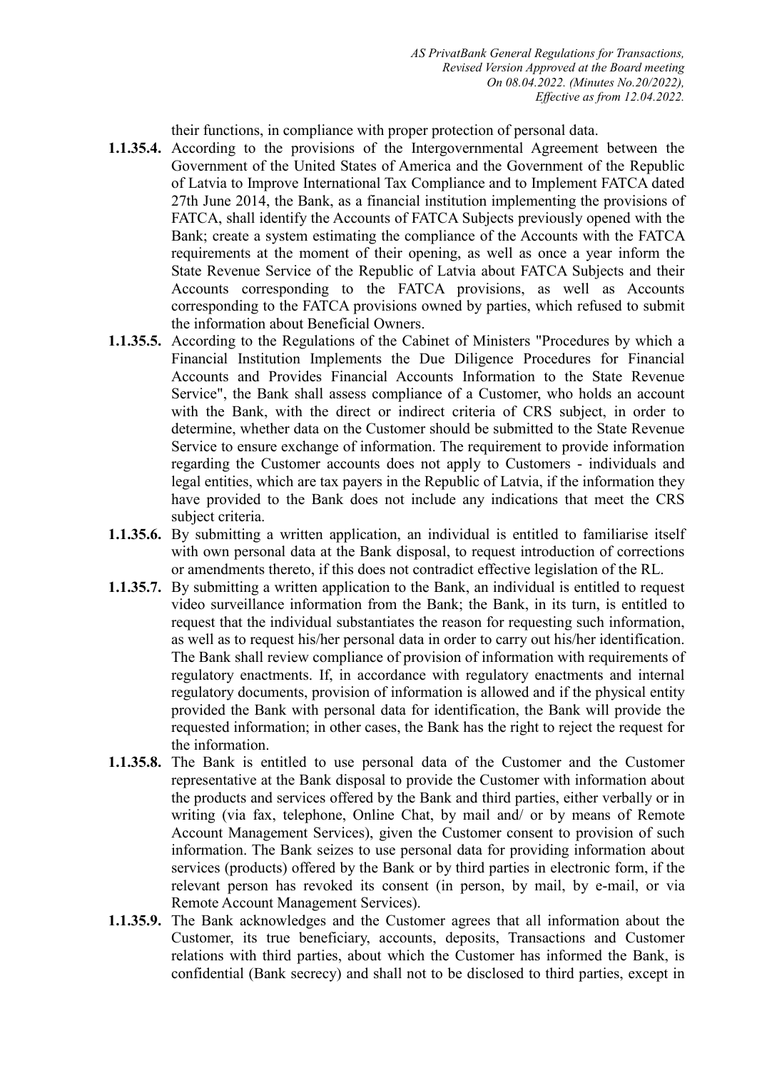their functions, in compliance with proper protection of personal data.

**1.1.35.4.** According to the provisions of the Intergovernmental Agreement between the Government of the United States of America and the Government of the Republic of Latvia to Improve International Tax Compliance and to Implement FATCA dated 27th June 2014, the Bank, as a financial institution implementing the provisions of FATCA, shall identify the Accounts of FATCA Subjects previously opened with the Bank; create a system estimating the compliance of the Accounts with the FATCA requirements at the moment of their opening, as well as once a year inform the State Revenue Service of the Republic of Latvia about FATCA Subjects and their Accounts corresponding to the FATCA provisions, as well as Accounts corresponding to the FATCA provisions owned by parties, which refused to submit the information about Beneficial Owners.

**1.1.35.5.** According to the Regulations of the Cabinet of Ministers "Procedures by which a Financial Institution Implements the Due Diligence Procedures for Financial Accounts and Provides Financial Accounts Information to the State Revenue Service", the Bank shall assess compliance of a Customer, who holds an account with the Bank, with the direct or indirect criteria of CRS subject, in order to determine, whether data on the Customer should be submitted to the State Revenue Service to ensure exchange of information. The requirement to provide information regarding the Customer accounts does not apply to Customers - individuals and legal entities, which are tax payers in the Republic of Latvia, if the information they have provided to the Bank does not include any indications that meet the CRS subject criteria.

**1.1.35.6.** By submitting a written application, an individual is entitled to familiarise itself with own personal data at the Bank disposal, to request introduction of corrections or amendments thereto, if this does not contradict effective legislation of the RL.

**1.1.35.7.** By submitting a written application to the Bank, an individual is entitled to request video surveillance information from the Bank; the Bank, in its turn, is entitled to request that the individual substantiates the reason for requesting such information, as well as to request his/her personal data in order to carry out his/her identification. The Bank shall review compliance of provision of information with requirements of regulatory enactments. If, in accordance with regulatory enactments and internal regulatory documents, provision of information is allowed and if the physical entity provided the Bank with personal data for identification, the Bank will provide the requested information; in other cases, the Bank has the right to reject the request for the information.

**1.1.35.8.** The Bank is entitled to use personal data of the Customer and the Customer representative at the Bank disposal to provide the Customer with information about the products and services offered by the Bank and third parties, either verbally or in writing (via fax, telephone, Online Chat, by mail and/ or by means of Remote Account Management Services), given the Customer consent to provision of such information. The Bank seizes to use personal data for providing information about services (products) offered by the Bank or by third parties in electronic form, if the relevant person has revoked its consent (in person, by mail, by e-mail, or via Remote Account Management Services).

**1.1.35.9.** The Bank acknowledges and the Customer agrees that all information about the Customer, its true beneficiary, accounts, deposits, Transactions and Customer relations with third parties, about which the Customer has informed the Bank, is confidential (Bank secrecy) and shall not to be disclosed to third parties, except in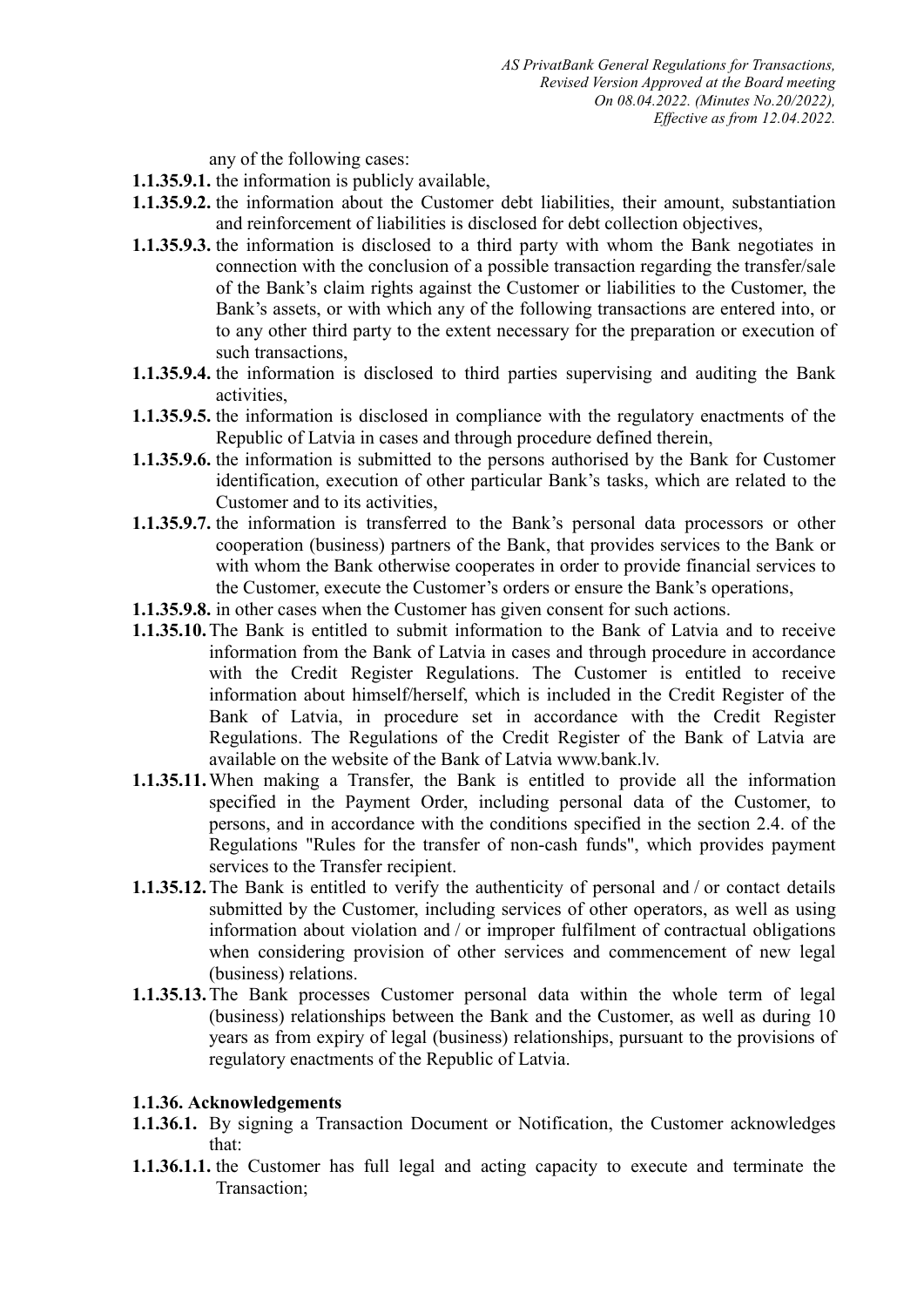any of the following cases:

**1.1.35.9.1.** the information is publicly available,

**1.1.35.9.2.** the information about the Customer debt liabilities, their amount, substantiation and reinforcement of liabilities is disclosed for debt collection objectives,

**1.1.35.9.3.** the information is disclosed to a third party with whom the Bank negotiates in connection with the conclusion of a possible transaction regarding the transfer/sale of the Bank's claim rights against the Customer or liabilities to the Customer, the Bank's assets, or with which any of the following transactions are entered into, or to any other third party to the extent necessary for the preparation or execution of such transactions,

**1.1.35.9.4.** the information is disclosed to third parties supervising and auditing the Bank activities,

**1.1.35.9.5.** the information is disclosed in compliance with the regulatory enactments of the Republic of Latvia in cases and through procedure defined therein,

**1.1.35.9.6.** the information is submitted to the persons authorised by the Bank for Customer identification, execution of other particular Bank's tasks, which are related to the Customer and to its activities,

**1.1.35.9.7.** the information is transferred to the Bank's personal data processors or other cooperation (business) partners of the Bank, that provides services to the Bank or with whom the Bank otherwise cooperates in order to provide financial services to the Customer, execute the Customer's orders or ensure the Bank's operations,

**1.1.35.9.8.** in other cases when the Customer has given consent for such actions.

**1.1.35.10.** The Bank is entitled to submit information to the Bank of Latvia and to receive information from the Bank of Latvia in cases and through procedure in accordance with the Credit Register Regulations. The Customer is entitled to receive information about himself/herself, which is included in the Credit Register of the Bank of Latvia, in procedure set in accordance with the Credit Register Regulations. The Regulations of the Credit Register of the Bank of Latvia are available on the website of the Bank of Latvia www.bank.lv.

**1.1.35.11.** When making a Transfer, the Bank is entitled to provide all the information specified in the Payment Order, including personal data of the Customer, to persons, and in accordance with the conditions specified in the section 2.4. of the Regulations "Rules for the transfer of non-cash funds", which provides payment services to the Transfer recipient.

**1.1.35.12.** The Bank is entitled to verify the authenticity of personal and / or contact details submitted by the Customer, including services of other operators, as well as using information about violation and / or improper fulfilment of contractual obligations when considering provision of other services and commencement of new legal (business) relations.

**1.1.35.13.** The Bank processes Customer personal data within the whole term of legal (business) relationships between the Bank and the Customer, as well as during 10 years as from expiry of legal (business) relationships, pursuant to the provisions of regulatory enactments of the Republic of Latvia.

### 1.1.36. Acknowledgements

**1.1.36.1.** By signing a Transaction Document or Notification, the Customer acknowledges that:

**1.1.36.1.1.** the Customer has full legal and acting capacity to execute and terminate the Transaction;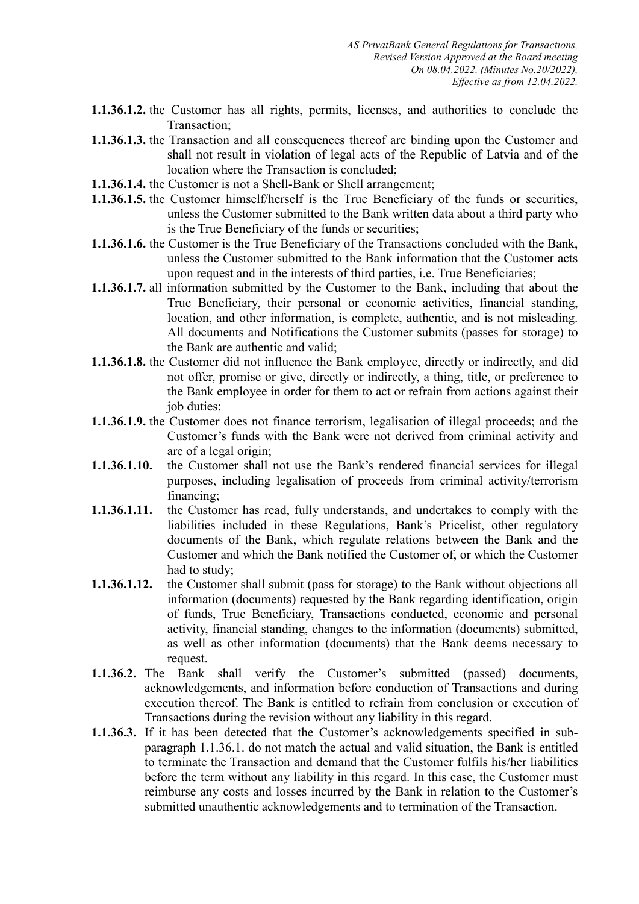**1.1.36.1.2.** the Customer has all rights, permits, licenses, and authorities to conclude the Transaction;

**1.1.36.1.3.** the Transaction and all consequences thereof are binding upon the Customer and shall not result in violation of legal acts of the Republic of Latvia and of the location where the Transaction is concluded;

**1.1.36.1.4.** the Customer is not a Shell-Bank or Shell arrangement;

**1.1.36.1.5.** the Customer himself/herself is the True Beneficiary of the funds or securities, unless the Customer submitted to the Bank written data about a third party who is the True Beneficiary of the funds or securities;

**1.1.36.1.6.** the Customer is the True Beneficiary of the Transactions concluded with the Bank, unless the Customer submitted to the Bank information that the Customer acts upon request and in the interests of third parties, i.e. True Beneficiaries;

**1.1.36.1.7.** all information submitted by the Customer to the Bank, including that about the True Beneficiary, their personal or economic activities, financial standing, location, and other information, is complete, authentic, and is not misleading. All documents and Notifications the Customer submits (passes for storage) to the Bank are authentic and valid;

**1.1.36.1.8.** the Customer did not influence the Bank employee, directly or indirectly, and did not offer, promise or give, directly or indirectly, a thing, title, or preference to the Bank employee in order for them to act or refrain from actions against their job duties;

**1.1.36.1.9.** the Customer does not finance terrorism, legalisation of illegal proceeds; and the Customer's funds with the Bank were not derived from criminal activity and are of a legal origin;

**1.1.36.1.10.** the Customer shall not use the Bank's rendered financial services for illegal purposes, including legalisation of proceeds from criminal activity/terrorism financing;

**1.1.36.1.11.** the Customer has read, fully understands, and undertakes to comply with the liabilities included in these Regulations, Bank's Pricelist, other regulatory documents of the Bank, which regulate relations between the Bank and the Customer and which the Bank notified the Customer of, or which the Customer had to study;

**1.1.36.1.12.** the Customer shall submit (pass for storage) to the Bank without objections all information (documents) requested by the Bank regarding identification, origin of funds, True Beneficiary, Transactions conducted, economic and personal activity, financial standing, changes to the information (documents) submitted, as well as other information (documents) that the Bank deems necessary to request.

**1.1.36.2.** The Bank shall verify the Customer's submitted (passed) documents, acknowledgements, and information before conduction of Transactions and during execution thereof. The Bank is entitled to refrain from conclusion or execution of Transactions during the revision without any liability in this regard.

**1.1.36.3.** If it has been detected that the Customer's acknowledgements specified in sub-paragraph 1.1.36.1. do not match the actual and valid situation, the Bank is entitled to terminate the Transaction and demand that the Customer fulfils his/her liabilities before the term without any liability in this regard. In this case, the Customer must reimburse any costs and losses incurred by the Bank in relation to the Customer's submitted unauthentic acknowledgements and to termination of the Transaction.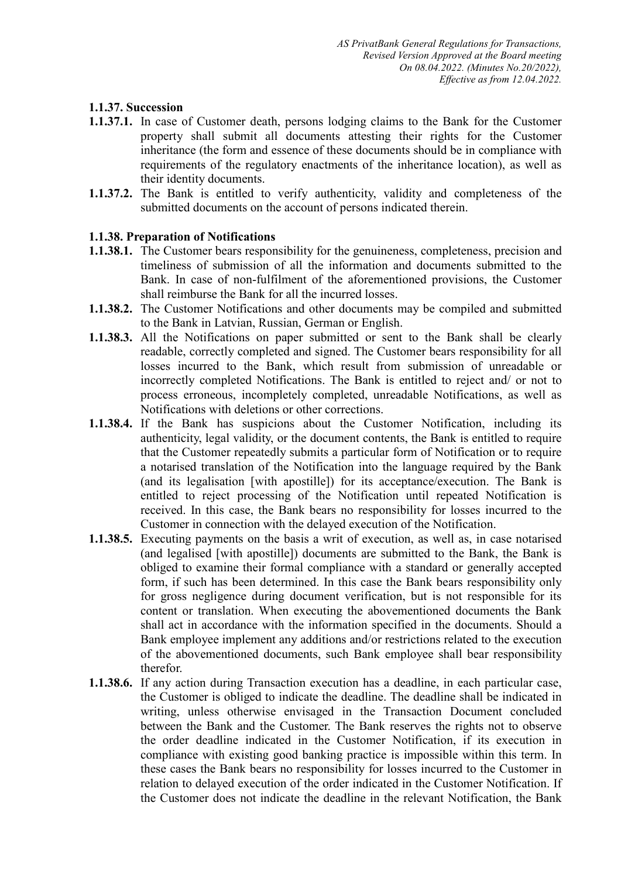### 1.1.37. Succession

**1.1.37.1.** In case of Customer death, persons lodging claims to the Bank for the Customer property shall submit all documents attesting their rights for the Customer inheritance (the form and essence of these documents should be in compliance with requirements of the regulatory enactments of the inheritance location), as well as their identity documents.

**1.1.37.2.** The Bank is entitled to verify authenticity, validity and completeness of the submitted documents on the account of persons indicated therein.

### 1.1.38. Preparation of Notifications

**1.1.38.1.** The Customer bears responsibility for the genuineness, completeness, precision and timeliness of submission of all the information and documents submitted to the Bank. In case of non-fulfilment of the aforementioned provisions, the Customer shall reimburse the Bank for all the incurred losses.

**1.1.38.2.** The Customer Notifications and other documents may be compiled and submitted to the Bank in Latvian, Russian, German or English.

**1.1.38.3.** All the Notifications on paper submitted or sent to the Bank shall be clearly readable, correctly completed and signed. The Customer bears responsibility for all losses incurred to the Bank, which result from submission of unreadable or incorrectly completed Notifications. The Bank is entitled to reject and/ or not to process erroneous, incompletely completed, unreadable Notifications, as well as Notifications with deletions or other corrections.

**1.1.38.4.** If the Bank has suspicions about the Customer Notification, including its authenticity, legal validity, or the document contents, the Bank is entitled to require that the Customer repeatedly submits a particular form of Notification or to require a notarised translation of the Notification into the language required by the Bank (and its legalisation [with apostille]) for its acceptance/execution. The Bank is entitled to reject processing of the Notification until repeated Notification is received. In this case, the Bank bears no responsibility for losses incurred to the Customer in connection with the delayed execution of the Notification.

**1.1.38.5.** Executing payments on the basis a writ of execution, as well as, in case notarised (and legalised [with apostille]) documents are submitted to the Bank, the Bank is obliged to examine their formal compliance with a standard or generally accepted form, if such has been determined. In this case the Bank bears responsibility only for gross negligence during document verification, but is not responsible for its content or translation. When executing the abovementioned documents the Bank shall act in accordance with the information specified in the documents. Should a Bank employee implement any additions and/or restrictions related to the execution of the abovementioned documents, such Bank employee shall bear responsibility therefor.

**1.1.38.6.** If any action during Transaction execution has a deadline, in each particular case, the Customer is obliged to indicate the deadline. The deadline shall be indicated in writing, unless otherwise envisaged in the Transaction Document concluded between the Bank and the Customer. The Bank reserves the rights not to observe the order deadline indicated in the Customer Notification, if its execution in compliance with existing good banking practice is impossible within this term. In these cases the Bank bears no responsibility for losses incurred to the Customer in relation to delayed execution of the order indicated in the Customer Notification. If the Customer does not indicate the deadline in the relevant Notification, the Bank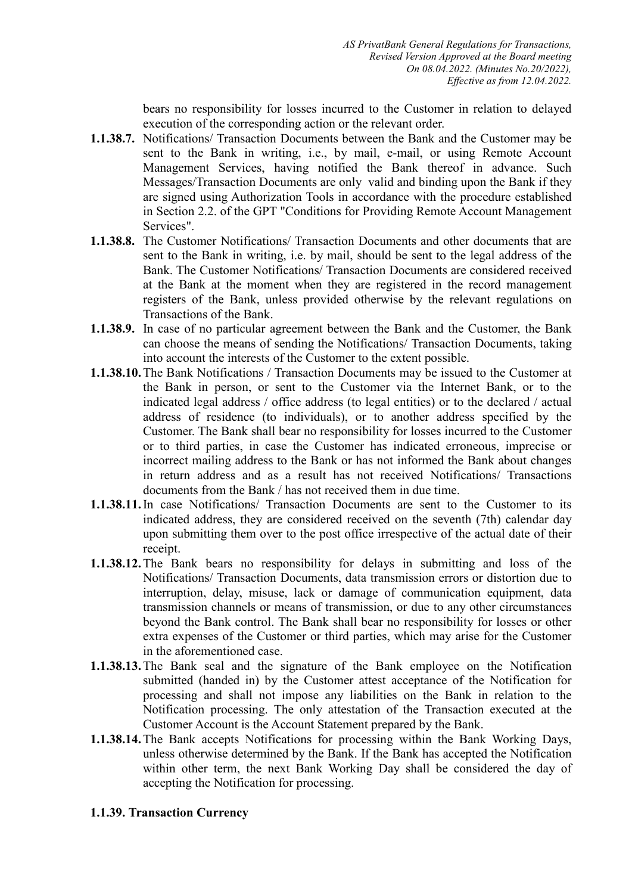bears no responsibility for losses incurred to the Customer in relation to delayed execution of the corresponding action or the relevant order.

**1.1.38.7.** Notifications/ Transaction Documents between the Bank and the Customer may be sent to the Bank in writing, i.e., by mail, e-mail, or using Remote Account Management Services, having notified the Bank thereof in advance. Such Messages/Transaction Documents are only valid and binding upon the Bank if they are signed using Authorization Tools in accordance with the procedure established in Section 2.2. of the GPT "Conditions for Providing Remote Account Management Services".

**1.1.38.8.** The Customer Notifications/ Transaction Documents and other documents that are sent to the Bank in writing, i.e. by mail, should be sent to the legal address of the Bank. The Customer Notifications/ Transaction Documents are considered received at the Bank at the moment when they are registered in the record management registers of the Bank, unless provided otherwise by the relevant regulations on Transactions of the Bank.

**1.1.38.9.** In case of no particular agreement between the Bank and the Customer, the Bank can choose the means of sending the Notifications/ Transaction Documents, taking into account the interests of the Customer to the extent possible.

**1.1.38.10.** The Bank Notifications / Transaction Documents may be issued to the Customer at the Bank in person, or sent to the Customer via the Internet Bank, or to the indicated legal address / office address (to legal entities) or to the declared / actual address of residence (to individuals), or to another address specified by the Customer. The Bank shall bear no responsibility for losses incurred to the Customer or to third parties, in case the Customer has indicated erroneous, imprecise or incorrect mailing address to the Bank or has not informed the Bank about changes in return address and as a result has not received Notifications/ Transactions documents from the Bank / has not received them in due time.

**1.1.38.11.** In case Notifications/ Transaction Documents are sent to the Customer to its indicated address, they are considered received on the seventh (7th) calendar day upon submitting them over to the post office irrespective of the actual date of their receipt.

**1.1.38.12.** The Bank bears no responsibility for delays in submitting and loss of the Notifications/ Transaction Documents, data transmission errors or distortion due to interruption, delay, misuse, lack or damage of communication equipment, data transmission channels or means of transmission, or due to any other circumstances beyond the Bank control. The Bank shall bear no responsibility for losses or other extra expenses of the Customer or third parties, which may arise for the Customer in the aforementioned case.

**1.1.38.13.** The Bank seal and the signature of the Bank employee on the Notification submitted (handed in) by the Customer attest acceptance of the Notification for processing and shall not impose any liabilities on the Bank in relation to the Notification processing. The only attestation of the Transaction executed at the Customer Account is the Account Statement prepared by the Bank.

**1.1.38.14.** The Bank accepts Notifications for processing within the Bank Working Days, unless otherwise determined by the Bank. If the Bank has accepted the Notification within other term, the next Bank Working Day shall be considered the day of accepting the Notification for processing.

### 1.1.39. Transaction Currency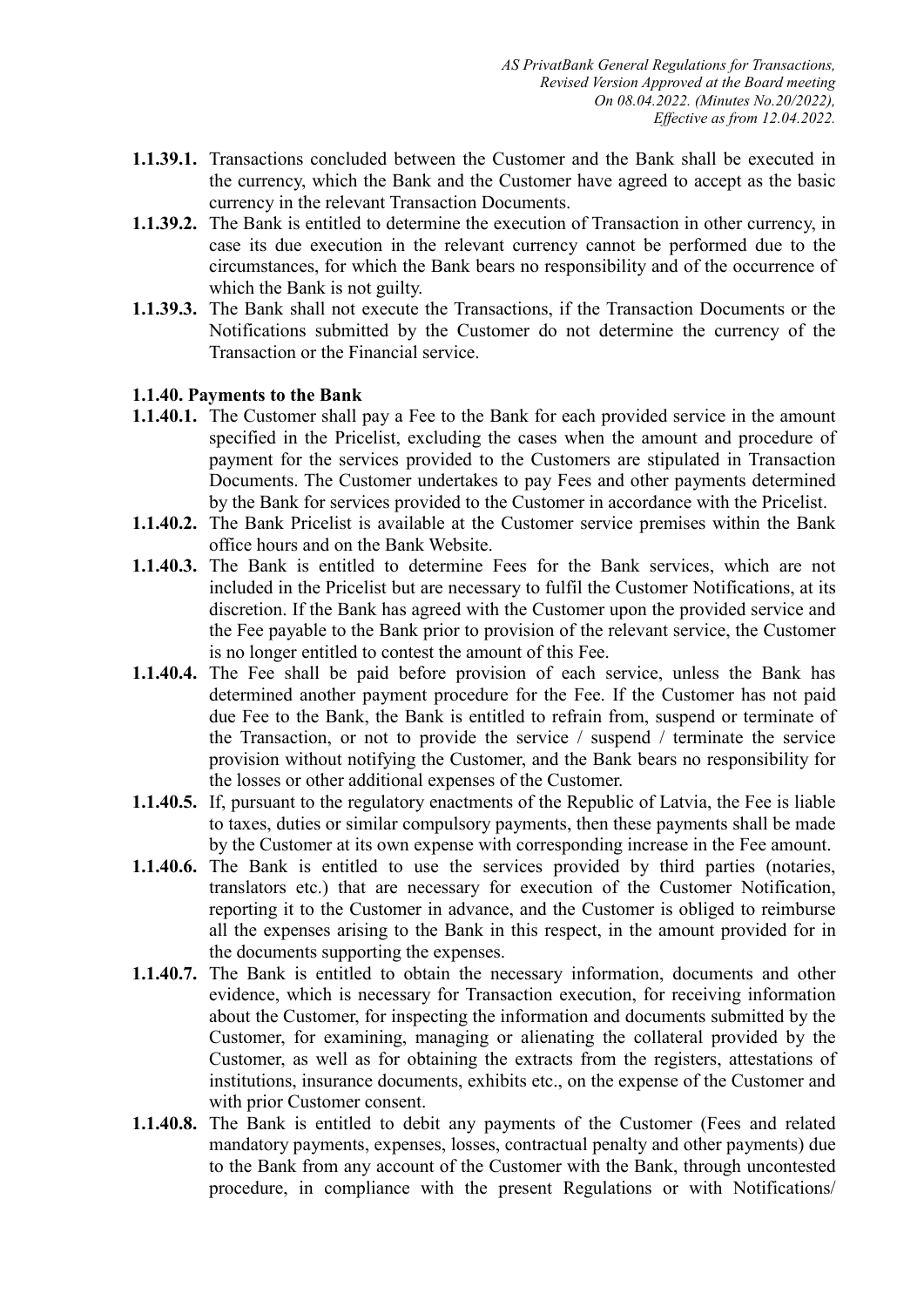**1.1.39.1.** Transactions concluded between the Customer and the Bank shall be executed in the currency, which the Bank and the Customer have agreed to accept as the basic currency in the relevant Transaction Documents.

**1.1.39.2.** The Bank is entitled to determine the execution of Transaction in other currency, in case its due execution in the relevant currency cannot be performed due to the circumstances, for which the Bank bears no responsibility and of the occurrence of which the Bank is not guilty.

**1.1.39.3.** The Bank shall not execute the Transactions, if the Transaction Documents or the Notifications submitted by the Customer do not determine the currency of the Transaction or the Financial service.

**1.1.40. Payments to the Bank**

**1.1.40.1.** The Customer shall pay a Fee to the Bank for each provided service in the amount specified in the Pricelist, excluding the cases when the amount and procedure of payment for the services provided to the Customers are stipulated in Transaction Documents. The Customer undertakes to pay Fees and other payments determined by the Bank for services provided to the Customer in accordance with the Pricelist.

**1.1.40.2.** The Bank Pricelist is available at the Customer service premises within the Bank office hours and on the Bank Website.

**1.1.40.3.** The Bank is entitled to determine Fees for the Bank services, which are not included in the Pricelist but are necessary to fulfil the Customer Notifications, at its discretion. If the Bank has agreed with the Customer upon the provided service and the Fee payable to the Bank prior to provision of the relevant service, the Customer is no longer entitled to contest the amount of this Fee.

**1.1.40.4.** The Fee shall be paid before provision of each service, unless the Bank has determined another payment procedure for the Fee. If the Customer has not paid due Fee to the Bank, the Bank is entitled to refrain from, suspend or terminate of the Transaction, or not to provide the service / suspend / terminate the service provision without notifying the Customer, and the Bank bears no responsibility for the losses or other additional expenses of the Customer.

**1.1.40.5.** If, pursuant to the regulatory enactments of the Republic of Latvia, the Fee is liable to taxes, duties or similar compulsory payments, then these payments shall be made by the Customer at its own expense with corresponding increase in the Fee amount.

**1.1.40.6.** The Bank is entitled to use the services provided by third parties (notaries, translators etc.) that are necessary for execution of the Customer Notification, reporting it to the Customer in advance, and the Customer is obliged to reimburse all the expenses arising to the Bank in this respect, in the amount provided for in the documents supporting the expenses.

**1.1.40.7.** The Bank is entitled to obtain the necessary information, documents and other evidence, which is necessary for Transaction execution, for receiving information about the Customer, for inspecting the information and documents submitted by the Customer, for examining, managing or alienating the collateral provided by the Customer, as well as for obtaining the extracts from the registers, attestations of institutions, insurance documents, exhibits etc., on the expense of the Customer and with prior Customer consent.

**1.1.40.8.** The Bank is entitled to debit any payments of the Customer (Fees and related mandatory payments, expenses, losses, contractual penalty and other payments) due to the Bank from any account of the Customer with the Bank, through uncontested procedure, in compliance with the present Regulations or with Notifications/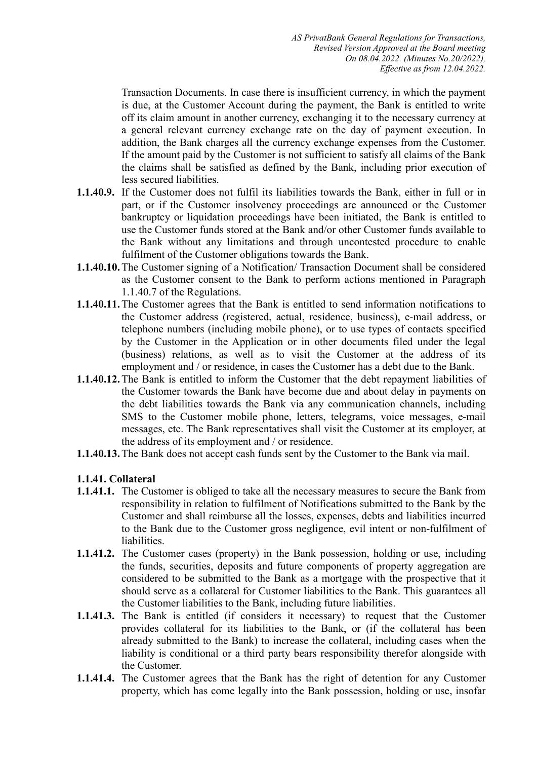Transaction Documents. In case there is insufficient currency, in which the payment is due, at the Customer Account during the payment, the Bank is entitled to write off its claim amount in another currency, exchanging it to the necessary currency at a general relevant currency exchange rate on the day of payment execution. In addition, the Bank charges all the currency exchange expenses from the Customer. If the amount paid by the Customer is not sufficient to satisfy all claims of the Bank the claims shall be satisfied as defined by the Bank, including prior execution of less secured liabilities.

**1.1.40.9.** If the Customer does not fulfil its liabilities towards the Bank, either in full or in part, or if the Customer insolvency proceedings are announced or the Customer bankruptcy or liquidation proceedings have been initiated, the Bank is entitled to use the Customer funds stored at the Bank and/or other Customer funds available to the Bank without any limitations and through uncontested procedure to enable fulfilment of the Customer obligations towards the Bank.

**1.1.40.10.** The Customer signing of a Notification/ Transaction Document shall be considered as the Customer consent to the Bank to perform actions mentioned in Paragraph 1.1.40.7 of the Regulations.

**1.1.40.11.** The Customer agrees that the Bank is entitled to send information notifications to the Customer address (registered, actual, residence, business), e-mail address, or telephone numbers (including mobile phone), or to use types of contacts specified by the Customer in the Application or in other documents filed under the legal (business) relations, as well as to visit the Customer at the address of its employment and / or residence, in cases the Customer has a debt due to the Bank.

**1.1.40.12.** The Bank is entitled to inform the Customer that the debt repayment liabilities of the Customer towards the Bank have become due and about delay in payments on the debt liabilities towards the Bank via any communication channels, including SMS to the Customer mobile phone, letters, telegrams, voice messages, e-mail messages, etc. The Bank representatives shall visit the Customer at its employer, at the address of its employment and / or residence.

**1.1.40.13.** The Bank does not accept cash funds sent by the Customer to the Bank via mail.

**1.1.41. Collateral**

**1.1.41.1.** The Customer is obliged to take all the necessary measures to secure the Bank from responsibility in relation to fulfilment of Notifications submitted to the Bank by the Customer and shall reimburse all the losses, expenses, debts and liabilities incurred to the Bank due to the Customer gross negligence, evil intent or non-fulfilment of liabilities.

**1.1.41.2.** The Customer cases (property) in the Bank possession, holding or use, including the funds, securities, deposits and future components of property aggregation are considered to be submitted to the Bank as a mortgage with the prospective that it should serve as a collateral for Customer liabilities to the Bank. This guarantees all the Customer liabilities to the Bank, including future liabilities.

**1.1.41.3.** The Bank is entitled (if considers it necessary) to request that the Customer provides collateral for its liabilities to the Bank, or (if the collateral has been already submitted to the Bank) to increase the collateral, including cases when the liability is conditional or a third party bears responsibility therefor alongside with the Customer.

**1.1.41.4.** The Customer agrees that the Bank has the right of detention for any Customer property, which has come legally into the Bank possession, holding or use, insofar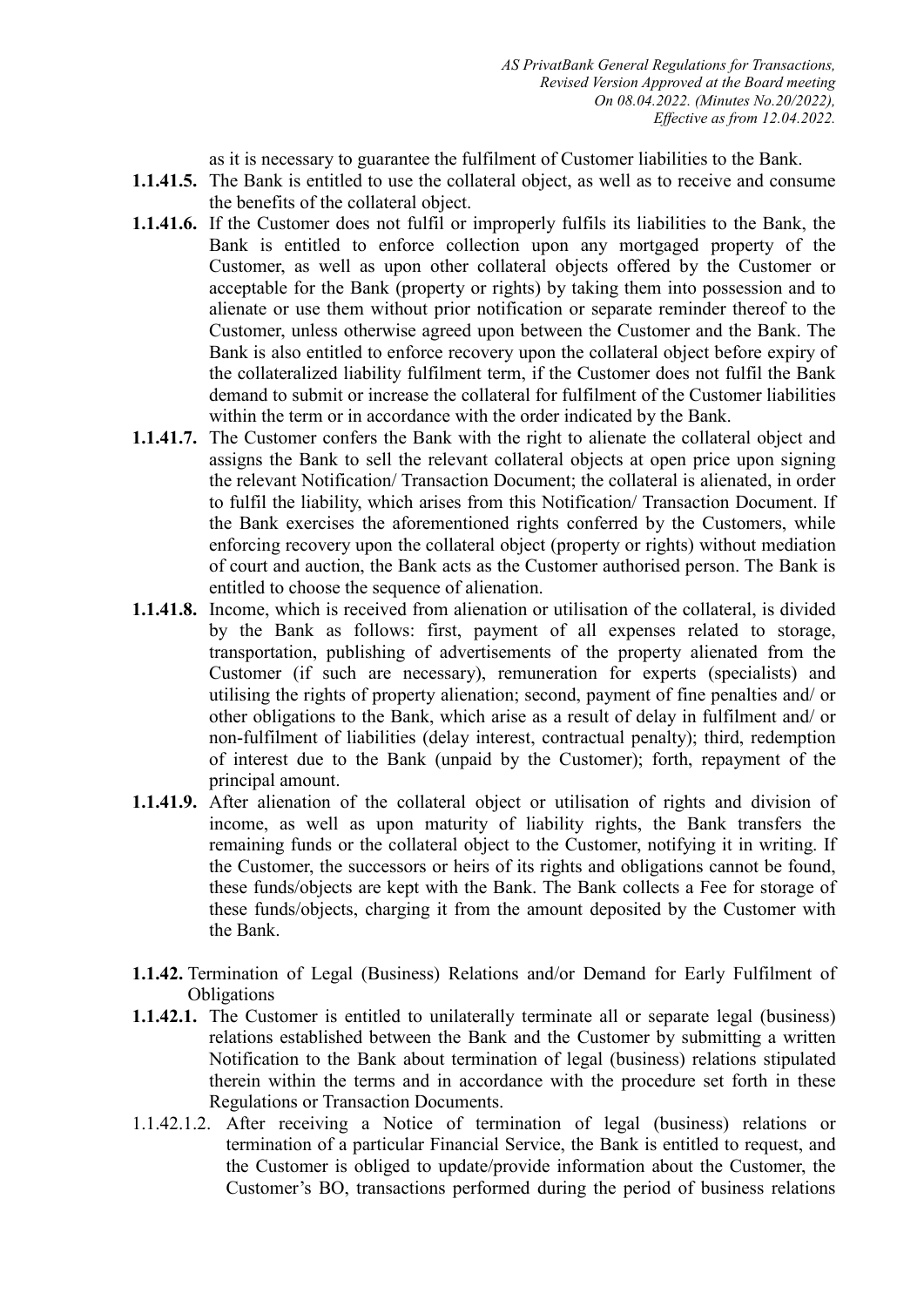as it is necessary to guarantee the fulfilment of Customer liabilities to the Bank.

**1.1.41.5.** The Bank is entitled to use the collateral object, as well as to receive and consume the benefits of the collateral object.

**1.1.41.6.** If the Customer does not fulfil or improperly fulfils its liabilities to the Bank, the Bank is entitled to enforce collection upon any mortgaged property of the Customer, as well as upon other collateral objects offered by the Customer or acceptable for the Bank (property or rights) by taking them into possession and to alienate or use them without prior notification or separate reminder thereof to the Customer, unless otherwise agreed upon between the Customer and the Bank. The Bank is also entitled to enforce recovery upon the collateral object before expiry of the collateralized liability fulfilment term, if the Customer does not fulfil the Bank demand to submit or increase the collateral for fulfilment of the Customer liabilities within the term or in accordance with the order indicated by the Bank.

**1.1.41.7.** The Customer confers the Bank with the right to alienate the collateral object and assigns the Bank to sell the relevant collateral objects at open price upon signing the relevant Notification/ Transaction Document; the collateral is alienated, in order to fulfil the liability, which arises from this Notification/ Transaction Document. If the Bank exercises the aforementioned rights conferred by the Customers, while enforcing recovery upon the collateral object (property or rights) without mediation of court and auction, the Bank acts as the Customer authorised person. The Bank is entitled to choose the sequence of alienation.

**1.1.41.8.** Income, which is received from alienation or utilisation of the collateral, is divided by the Bank as follows: first, payment of all expenses related to storage, transportation, publishing of advertisements of the property alienated from the Customer (if such are necessary), remuneration for experts (specialists) and utilising the rights of property alienation; second, payment of fine penalties and/ or other obligations to the Bank, which arise as a result of delay in fulfilment and/ or non-fulfilment of liabilities (delay interest, contractual penalty); third, redemption of interest due to the Bank (unpaid by the Customer); forth, repayment of the principal amount.

**1.1.41.9.** After alienation of the collateral object or utilisation of rights and division of income, as well as upon maturity of liability rights, the Bank transfers the remaining funds or the collateral object to the Customer, notifying it in writing. If the Customer, the successors or heirs of its rights and obligations cannot be found, these funds/objects are kept with the Bank. The Bank collects a Fee for storage of these funds/objects, charging it from the amount deposited by the Customer with the Bank.

**1.1.42.** Termination of Legal (Business) Relations and/or Demand for Early Fulfilment of Obligations

**1.1.42.1.** The Customer is entitled to unilaterally terminate all or separate legal (business) relations established between the Bank and the Customer by submitting a written Notification to the Bank about termination of legal (business) relations stipulated therein within the terms and in accordance with the procedure set forth in these Regulations or Transaction Documents.

1.1.42.1.2. After receiving a Notice of termination of legal (business) relations or termination of a particular Financial Service, the Bank is entitled to request, and the Customer is obliged to update/provide information about the Customer, the Customer's BO, transactions performed during the period of business relations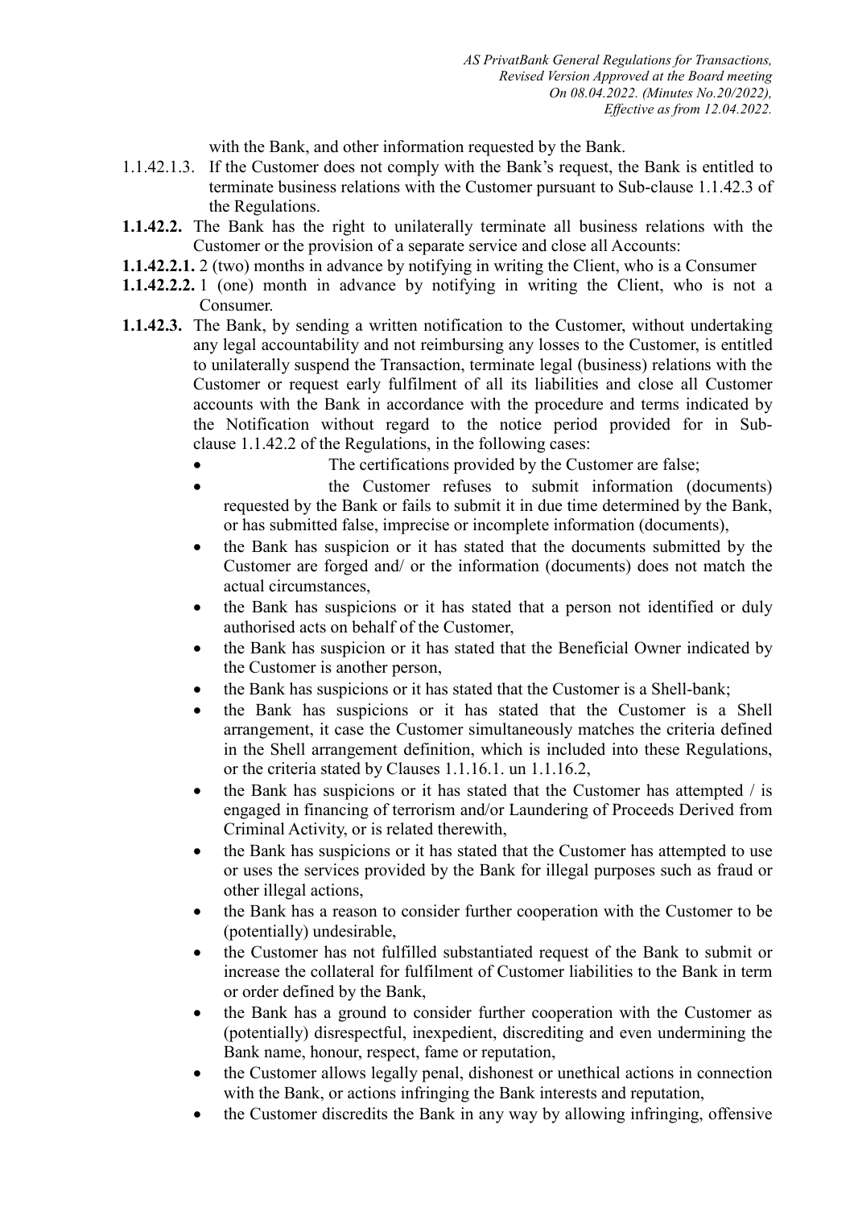with the Bank, and other information requested by the Bank.

1.1.42.1.3. If the Customer does not comply with the Bank's request, the Bank is entitled to terminate business relations with the Customer pursuant to Sub-clause 1.1.42.3 of the Regulations.

**1.1.42.2.** The Bank has the right to unilaterally terminate all business relations with the Customer or the provision of a separate service and close all Accounts:

**1.1.42.2.1.** 2 (two) months in advance by notifying in writing the Client, who is a Consumer

**1.1.42.2.2.** 1 (one) month in advance by notifying in writing the Client, who is not a Consumer.

**1.1.42.3.** The Bank, by sending a written notification to the Customer, without undertaking any legal accountability and not reimbursing any losses to the Customer, is entitled to unilaterally suspend the Transaction, terminate legal (business) relations with the Customer or request early fulfilment of all its liabilities and close all Customer accounts with the Bank in accordance with the procedure and terms indicated by the Notification without regard to the notice period provided for in Sub-clause 1.1.42.2 of the Regulations, in the following cases:

- The certifications provided by the Customer are false;
- the Customer refuses to submit information (documents) requested by the Bank or fails to submit it in due time determined by the Bank, or has submitted false, imprecise or incomplete information (documents),
- the Bank has suspicion or it has stated that the documents submitted by the Customer are forged and/ or the information (documents) does not match the actual circumstances,
- the Bank has suspicions or it has stated that a person not identified or duly authorised acts on behalf of the Customer,
- the Bank has suspicion or it has stated that the Beneficial Owner indicated by the Customer is another person,
- the Bank has suspicions or it has stated that the Customer is a Shell-bank;
- the Bank has suspicions or it has stated that the Customer is a Shell arrangement, it case the Customer simultaneously matches the criteria defined in the Shell arrangement definition, which is included into these Regulations, or the criteria stated by Clauses 1.1.16.1. un 1.1.16.2,
- the Bank has suspicions or it has stated that the Customer has attempted / is engaged in financing of terrorism and/or Laundering of Proceeds Derived from Criminal Activity, or is related therewith,
- the Bank has suspicions or it has stated that the Customer has attempted to use or uses the services provided by the Bank for illegal purposes such as fraud or other illegal actions,
- the Bank has a reason to consider further cooperation with the Customer to be (potentially) undesirable,
- the Customer has not fulfilled substantiated request of the Bank to submit or increase the collateral for fulfilment of Customer liabilities to the Bank in term or order defined by the Bank,
- the Bank has a ground to consider further cooperation with the Customer as (potentially) disrespectful, inexpedient, discrediting and even undermining the Bank name, honour, respect, fame or reputation,
- the Customer allows legally penal, dishonest or unethical actions in connection with the Bank, or actions infringing the Bank interests and reputation,
- the Customer discredits the Bank in any way by allowing infringing, offensive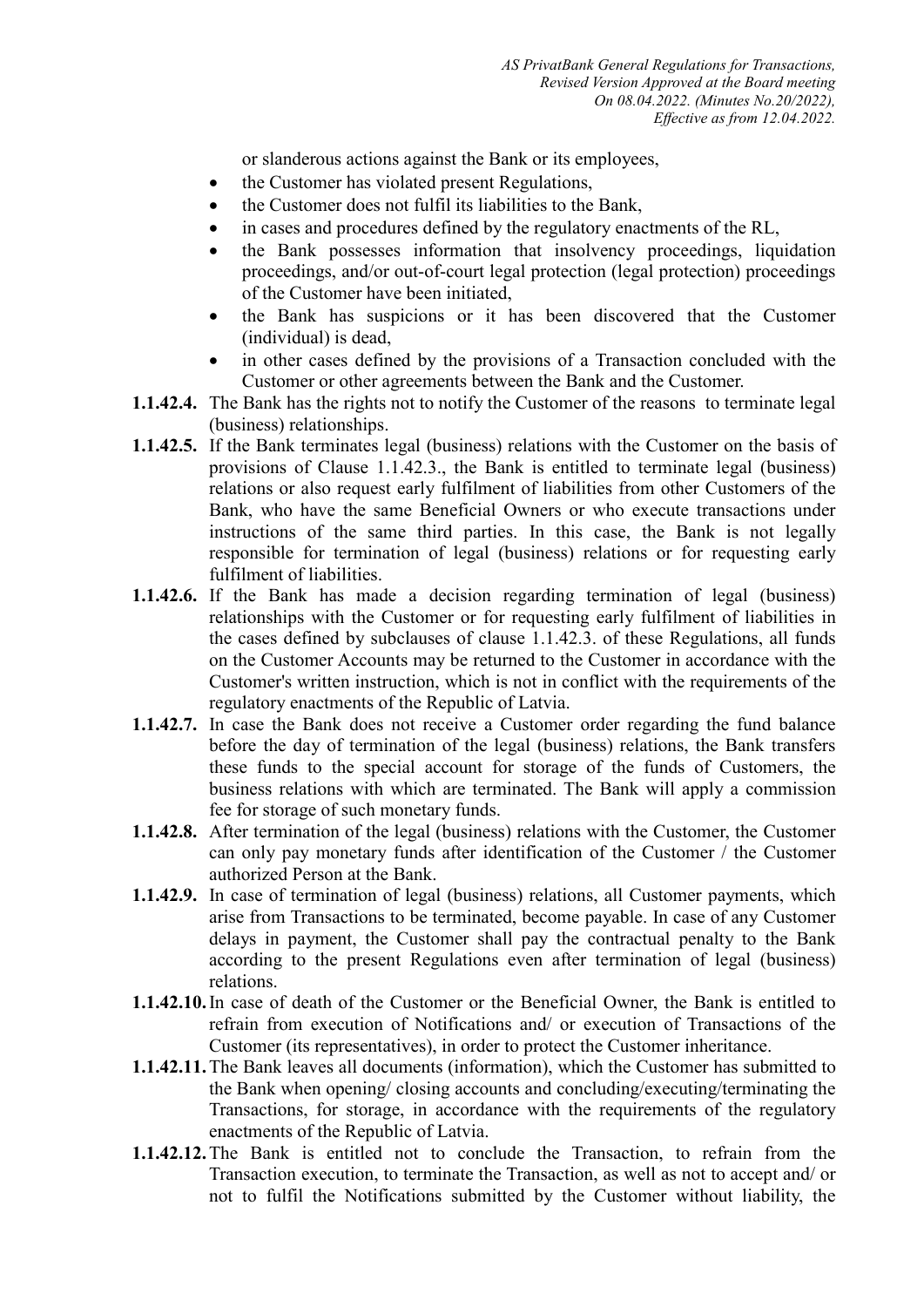or slanderous actions against the Bank or its employees,

- the Customer has violated present Regulations,
- the Customer does not fulfil its liabilities to the Bank,
- in cases and procedures defined by the regulatory enactments of the RL,
- the Bank possesses information that insolvency proceedings, liquidation proceedings, and/or out-of-court legal protection (legal protection) proceedings of the Customer have been initiated,
- the Bank has suspicions or it has been discovered that the Customer (individual) is dead,
- in other cases defined by the provisions of a Transaction concluded with the Customer or other agreements between the Bank and the Customer.

**1.1.42.4.** The Bank has the rights not to notify the Customer of the reasons to terminate legal (business) relationships.

**1.1.42.5.** If the Bank terminates legal (business) relations with the Customer on the basis of provisions of Clause 1.1.42.3., the Bank is entitled to terminate legal (business) relations or also request early fulfilment of liabilities from other Customers of the Bank, who have the same Beneficial Owners or who execute transactions under instructions of the same third parties. In this case, the Bank is not legally responsible for termination of legal (business) relations or for requesting early fulfilment of liabilities.

**1.1.42.6.** If the Bank has made a decision regarding termination of legal (business) relationships with the Customer or for requesting early fulfilment of liabilities in the cases defined by subclauses of clause 1.1.42.3. of these Regulations, all funds on the Customer Accounts may be returned to the Customer in accordance with the Customer's written instruction, which is not in conflict with the requirements of the regulatory enactments of the Republic of Latvia.

**1.1.42.7.** In case the Bank does not receive a Customer order regarding the fund balance before the day of termination of the legal (business) relations, the Bank transfers these funds to the special account for storage of the funds of Customers, the business relations with which are terminated. The Bank will apply a commission fee for storage of such monetary funds.

**1.1.42.8.** After termination of the legal (business) relations with the Customer, the Customer can only pay monetary funds after identification of the Customer / the Customer authorized Person at the Bank.

**1.1.42.9.** In case of termination of legal (business) relations, all Customer payments, which arise from Transactions to be terminated, become payable. In case of any Customer delays in payment, the Customer shall pay the contractual penalty to the Bank according to the present Regulations even after termination of legal (business) relations.

**1.1.42.10.** In case of death of the Customer or the Beneficial Owner, the Bank is entitled to refrain from execution of Notifications and/ or execution of Transactions of the Customer (its representatives), in order to protect the Customer inheritance.

**1.1.42.11.** The Bank leaves all documents (information), which the Customer has submitted to the Bank when opening/ closing accounts and concluding/executing/terminating the Transactions, for storage, in accordance with the requirements of the regulatory enactments of the Republic of Latvia.

**1.1.42.12.** The Bank is entitled not to conclude the Transaction, to refrain from the Transaction execution, to terminate the Transaction, as well as not to accept and/ or not to fulfil the Notifications submitted by the Customer without liability, the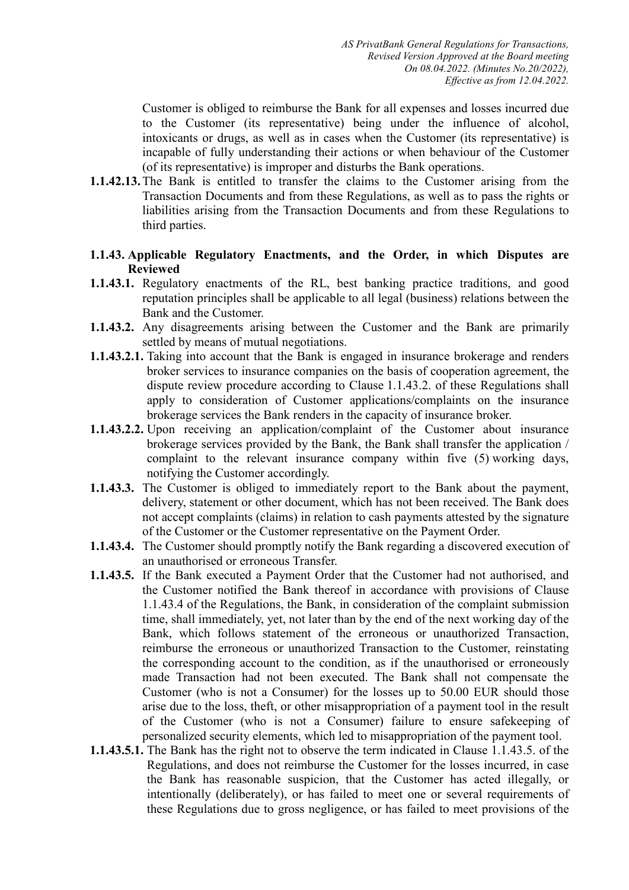Customer is obliged to reimburse the Bank for all expenses and losses incurred due to the Customer (its representative) being under the influence of alcohol, intoxicants or drugs, as well as in cases when the Customer (its representative) is incapable of fully understanding their actions or when behaviour of the Customer (of its representative) is improper and disturbs the Bank operations.

**1.1.42.13.** The Bank is entitled to transfer the claims to the Customer arising from the Transaction Documents and from these Regulations, as well as to pass the rights or liabilities arising from the Transaction Documents and from these Regulations to third parties.

**1.1.43. Applicable Regulatory Enactments, and the Order, in which Disputes are Reviewed**

**1.1.43.1.** Regulatory enactments of the RL, best banking practice traditions, and good reputation principles shall be applicable to all legal (business) relations between the Bank and the Customer.

**1.1.43.2.** Any disagreements arising between the Customer and the Bank are primarily settled by means of mutual negotiations.

**1.1.43.2.1.** Taking into account that the Bank is engaged in insurance brokerage and renders broker services to insurance companies on the basis of cooperation agreement, the dispute review procedure according to Clause 1.1.43.2. of these Regulations shall apply to consideration of Customer applications/complaints on the insurance brokerage services the Bank renders in the capacity of insurance broker.

**1.1.43.2.2.** Upon receiving an application/complaint of the Customer about insurance brokerage services provided by the Bank, the Bank shall transfer the application / complaint to the relevant insurance company within five (5) working days, notifying the Customer accordingly.

**1.1.43.3.** The Customer is obliged to immediately report to the Bank about the payment, delivery, statement or other document, which has not been received. The Bank does not accept complaints (claims) in relation to cash payments attested by the signature of the Customer or the Customer representative on the Payment Order.

**1.1.43.4.** The Customer should promptly notify the Bank regarding a discovered execution of an unauthorised or erroneous Transfer.

**1.1.43.5.** If the Bank executed a Payment Order that the Customer had not authorised, and the Customer notified the Bank thereof in accordance with provisions of Clause 1.1.43.4 of the Regulations, the Bank, in consideration of the complaint submission time, shall immediately, yet, not later than by the end of the next working day of the Bank, which follows statement of the erroneous or unauthorized Transaction, reimburse the erroneous or unauthorized Transaction to the Customer, reinstating the corresponding account to the condition, as if the unauthorised or erroneously made Transaction had not been executed. The Bank shall not compensate the Customer (who is not a Consumer) for the losses up to 50.00 EUR should those arise due to the loss, theft, or other misappropriation of a payment tool in the result of the Customer (who is not a Consumer) failure to ensure safekeeping of personalized security elements, which led to misappropriation of the payment tool.

**1.1.43.5.1.** The Bank has the right not to observe the term indicated in Clause 1.1.43.5. of the Regulations, and does not reimburse the Customer for the losses incurred, in case the Bank has reasonable suspicion, that the Customer has acted illegally, or intentionally (deliberately), or has failed to meet one or several requirements of these Regulations due to gross negligence, or has failed to meet provisions of the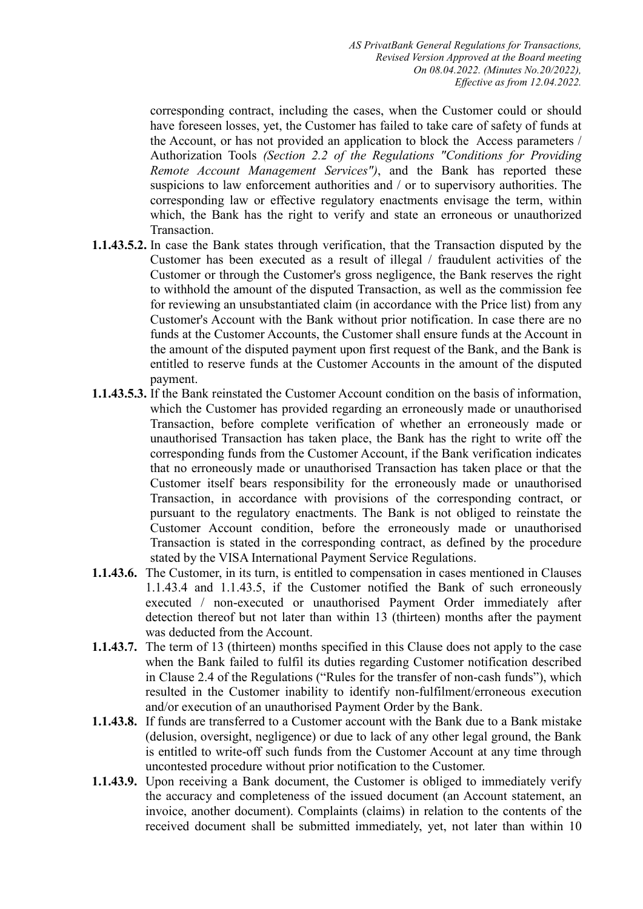corresponding contract, including the cases, when the Customer could or should have foreseen losses, yet, the Customer has failed to take care of safety of funds at the Account, or has not provided an application to block the Access parameters / Authorization Tools *(Section 2.2 of the Regulations "Conditions for Providing Remote Account Management Services")*, and the Bank has reported these suspicions to law enforcement authorities and / or to supervisory authorities. The corresponding law or effective regulatory enactments envisage the term, within which, the Bank has the right to verify and state an erroneous or unauthorized Transaction.

**1.1.43.5.2.** In case the Bank states through verification, that the Transaction disputed by the Customer has been executed as a result of illegal / fraudulent activities of the Customer or through the Customer's gross negligence, the Bank reserves the right to withhold the amount of the disputed Transaction, as well as the commission fee for reviewing an unsubstantiated claim (in accordance with the Price list) from any Customer's Account with the Bank without prior notification. In case there are no funds at the Customer Accounts, the Customer shall ensure funds at the Account in the amount of the disputed payment upon first request of the Bank, and the Bank is entitled to reserve funds at the Customer Accounts in the amount of the disputed payment.

**1.1.43.5.3.** If the Bank reinstated the Customer Account condition on the basis of information, which the Customer has provided regarding an erroneously made or unauthorised Transaction, before complete verification of whether an erroneously made or unauthorised Transaction has taken place, the Bank has the right to write off the corresponding funds from the Customer Account, if the Bank verification indicates that no erroneously made or unauthorised Transaction has taken place or that the Customer itself bears responsibility for the erroneously made or unauthorised Transaction, in accordance with provisions of the corresponding contract, or pursuant to the regulatory enactments. The Bank is not obliged to reinstate the Customer Account condition, before the erroneously made or unauthorised Transaction is stated in the corresponding contract, as defined by the procedure stated by the VISA International Payment Service Regulations.

**1.1.43.6.** The Customer, in its turn, is entitled to compensation in cases mentioned in Clauses 1.1.43.4 and 1.1.43.5, if the Customer notified the Bank of such erroneously executed / non-executed or unauthorised Payment Order immediately after detection thereof but not later than within 13 (thirteen) months after the payment was deducted from the Account.

**1.1.43.7.** The term of 13 (thirteen) months specified in this Clause does not apply to the case when the Bank failed to fulfil its duties regarding Customer notification described in Clause 2.4 of the Regulations ("Rules for the transfer of non-cash funds"), which resulted in the Customer inability to identify non-fulfilment/erroneous execution and/or execution of an unauthorised Payment Order by the Bank.

**1.1.43.8.** If funds are transferred to a Customer account with the Bank due to a Bank mistake (delusion, oversight, negligence) or due to lack of any other legal ground, the Bank is entitled to write-off such funds from the Customer Account at any time through uncontested procedure without prior notification to the Customer.

**1.1.43.9.** Upon receiving a Bank document, the Customer is obliged to immediately verify the accuracy and completeness of the issued document (an Account statement, an invoice, another document). Complaints (claims) in relation to the contents of the received document shall be submitted immediately, yet, not later than within 10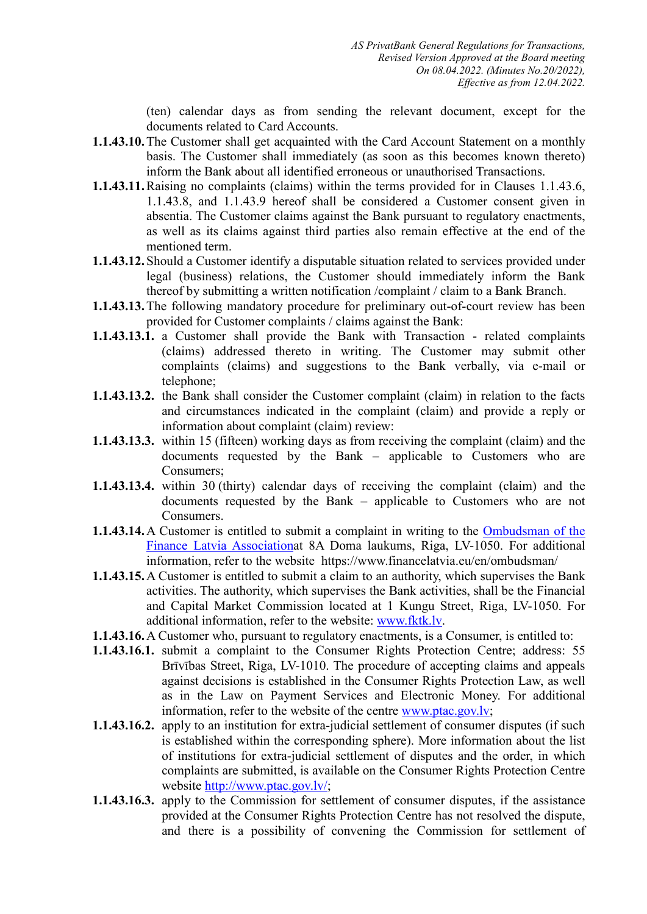(ten) calendar days as from sending the relevant document, except for the documents related to Card Accounts.

**1.1.43.10.** The Customer shall get acquainted with the Card Account Statement on a monthly basis. The Customer shall immediately (as soon as this becomes known thereto) inform the Bank about all identified erroneous or unauthorised Transactions.

**1.1.43.11.** Raising no complaints (claims) within the terms provided for in Clauses 1.1.43.6, 1.1.43.8, and 1.1.43.9 hereof shall be considered a Customer consent given in absentia. The Customer claims against the Bank pursuant to regulatory enactments, as well as its claims against third parties also remain effective at the end of the mentioned term.

**1.1.43.12.** Should a Customer identify a disputable situation related to services provided under legal (business) relations, the Customer should immediately inform the Bank thereof by submitting a written notification /complaint / claim to a Bank Branch.

**1.1.43.13.** The following mandatory procedure for preliminary out-of-court review has been provided for Customer complaints / claims against the Bank:

**1.1.43.13.1.** a Customer shall provide the Bank with Transaction - related complaints (claims) addressed thereto in writing. The Customer may submit other complaints (claims) and suggestions to the Bank verbally, via e-mail or telephone;

**1.1.43.13.2.** the Bank shall consider the Customer complaint (claim) in relation to the facts and circumstances indicated in the complaint (claim) and provide a reply or information about complaint (claim) review:

**1.1.43.13.3.** within 15 (fifteen) working days as from receiving the complaint (claim) and the documents requested by the Bank – applicable to Customers who are Consumers;

**1.1.43.13.4.** within 30 (thirty) calendar days of receiving the complaint (claim) and the documents requested by the Bank – applicable to Customers who are not Consumers.

**1.1.43.14.** A Customer is entitled to submit a complaint in writing to the Ombudsman of the Finance Latvia Associationat 8A Doma laukums, Riga, LV-1050. For additional information, refer to the website https://www.financelatvia.eu/en/ombudsman/

**1.1.43.15.** A Customer is entitled to submit a claim to an authority, which supervises the Bank activities. The authority, which supervises the Bank activities, shall be the Financial and Capital Market Commission located at 1 Kungu Street, Riga, LV-1050. For additional information, refer to the website: www.fktk.lv.

**1.1.43.16.** A Customer who, pursuant to regulatory enactments, is a Consumer, is entitled to:

**1.1.43.16.1.** submit a complaint to the Consumer Rights Protection Centre; address: 55 Brīvības Street, Riga, LV-1010. The procedure of accepting claims and appeals against decisions is established in the Consumer Rights Protection Law, as well as in the Law on Payment Services and Electronic Money. For additional information, refer to the website of the centre www.ptac.gov.lv;

**1.1.43.16.2.** apply to an institution for extra-judicial settlement of consumer disputes (if such is established within the corresponding sphere). More information about the list of institutions for extra-judicial settlement of disputes and the order, in which complaints are submitted, is available on the Consumer Rights Protection Centre website http://www.ptac.gov.lv/;

**1.1.43.16.3.** apply to the Commission for settlement of consumer disputes, if the assistance provided at the Consumer Rights Protection Centre has not resolved the dispute, and there is a possibility of convening the Commission for settlement of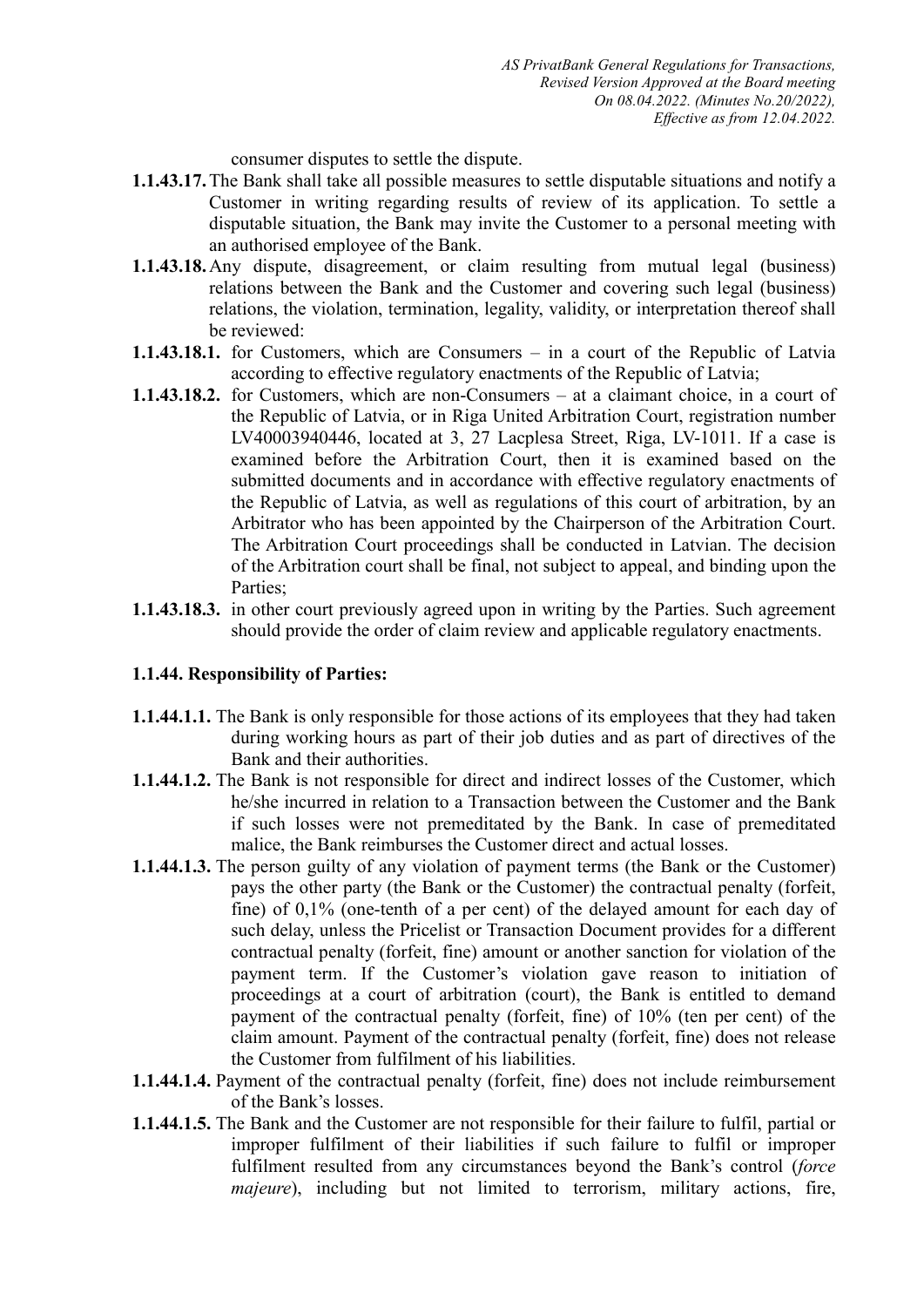consumer disputes to settle the dispute.

**1.1.43.17.** The Bank shall take all possible measures to settle disputable situations and notify a Customer in writing regarding results of review of its application. To settle a disputable situation, the Bank may invite the Customer to a personal meeting with an authorised employee of the Bank.

**1.1.43.18.** Any dispute, disagreement, or claim resulting from mutual legal (business) relations between the Bank and the Customer and covering such legal (business) relations, the violation, termination, legality, validity, or interpretation thereof shall be reviewed:

**1.1.43.18.1.** for Customers, which are Consumers – in a court of the Republic of Latvia according to effective regulatory enactments of the Republic of Latvia;

**1.1.43.18.2.** for Customers, which are non-Consumers – at a claimant choice, in a court of the Republic of Latvia, or in Riga United Arbitration Court, registration number LV40003940446, located at 3, 27 Lacplesa Street, Riga, LV-1011. If a case is examined before the Arbitration Court, then it is examined based on the submitted documents and in accordance with effective regulatory enactments of the Republic of Latvia, as well as regulations of this court of arbitration, by an Arbitrator who has been appointed by the Chairperson of the Arbitration Court. The Arbitration Court proceedings shall be conducted in Latvian. The decision of the Arbitration court shall be final, not subject to appeal, and binding upon the Parties;

**1.1.43.18.3.** in other court previously agreed upon in writing by the Parties. Such agreement should provide the order of claim review and applicable regulatory enactments.

### 1.1.44. Responsibility of Parties:

**1.1.44.1.1.** The Bank is only responsible for those actions of its employees that they had taken during working hours as part of their job duties and as part of directives of the Bank and their authorities.

**1.1.44.1.2.** The Bank is not responsible for direct and indirect losses of the Customer, which he/she incurred in relation to a Transaction between the Customer and the Bank if such losses were not premeditated by the Bank. In case of premeditated malice, the Bank reimburses the Customer direct and actual losses.

**1.1.44.1.3.** The person guilty of any violation of payment terms (the Bank or the Customer) pays the other party (the Bank or the Customer) the contractual penalty (forfeit, fine) of 0,1% (one-tenth of a per cent) of the delayed amount for each day of such delay, unless the Pricelist or Transaction Document provides for a different contractual penalty (forfeit, fine) amount or another sanction for violation of the payment term. If the Customer's violation gave reason to initiation of proceedings at a court of arbitration (court), the Bank is entitled to demand payment of the contractual penalty (forfeit, fine) of 10% (ten per cent) of the claim amount. Payment of the contractual penalty (forfeit, fine) does not release the Customer from fulfilment of his liabilities.

**1.1.44.1.4.** Payment of the contractual penalty (forfeit, fine) does not include reimbursement of the Bank's losses.

**1.1.44.1.5.** The Bank and the Customer are not responsible for their failure to fulfil, partial or improper fulfilment of their liabilities if such failure to fulfil or improper fulfilment resulted from any circumstances beyond the Bank's control (*force majeure*), including but not limited to terrorism, military actions, fire,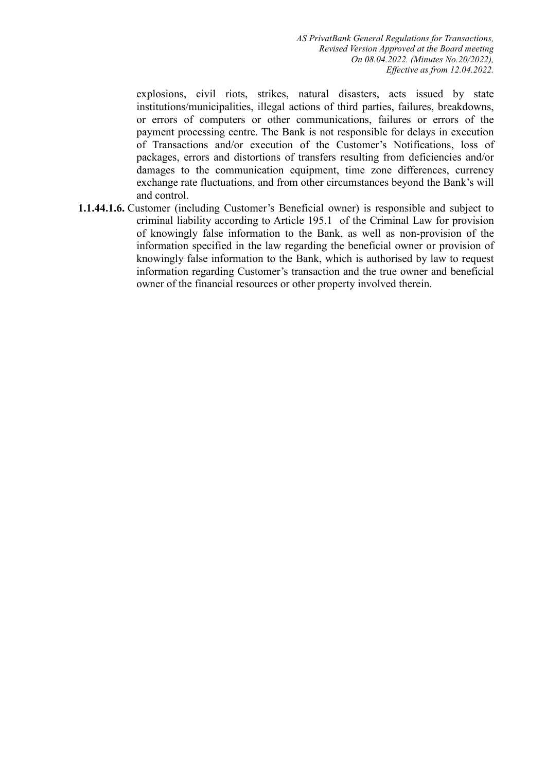explosions, civil riots, strikes, natural disasters, acts issued by state institutions/municipalities, illegal actions of third parties, failures, breakdowns, or errors of computers or other communications, failures or errors of the payment processing centre. The Bank is not responsible for delays in execution of Transactions and/or execution of the Customer's Notifications, loss of packages, errors and distortions of transfers resulting from deficiencies and/or damages to the communication equipment, time zone differences, currency exchange rate fluctuations, and from other circumstances beyond the Bank's will and control.

**1.1.44.1.6.** Customer (including Customer's Beneficial owner) is responsible and subject to criminal liability according to Article 195.1 of the Criminal Law for provision of knowingly false information to the Bank, as well as non-provision of the information specified in the law regarding the beneficial owner or provision of knowingly false information to the Bank, which is authorised by law to request information regarding Customer's transaction and the true owner and beneficial owner of the financial resources or other property involved therein.